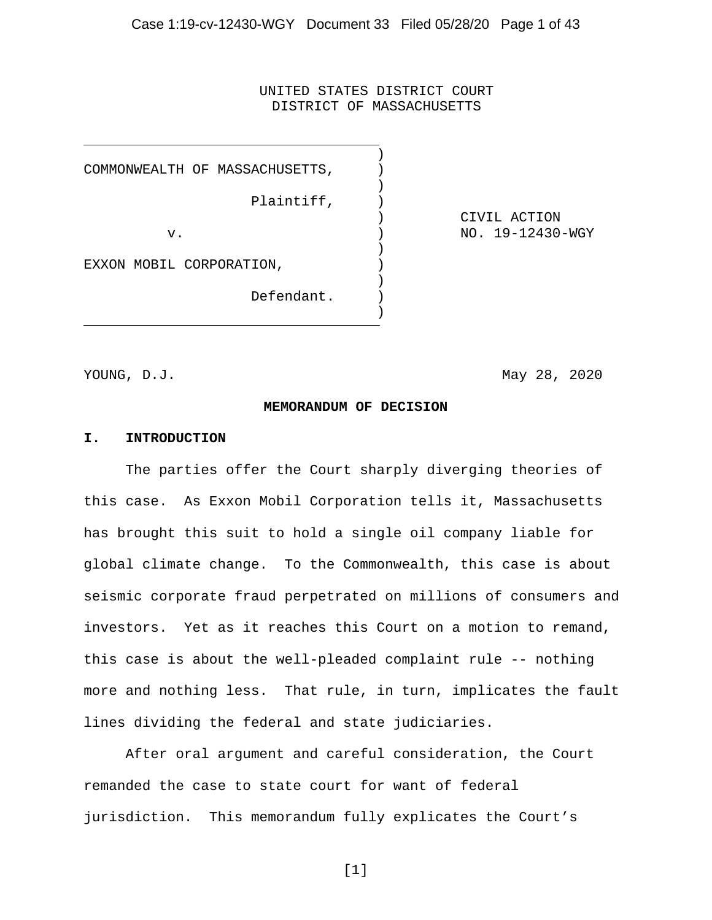UNITED STATES DISTRICT COURT
DISTRICT OF MASSACHUSETTS

| | |
|---|---|
| COMMONWEALTH OF MASSACHUSETTS,<br><br>Plaintiff,<br><br>v.<br><br>EXXON MOBIL CORPORATION,<br><br>Defendant. | CIVIL ACTION<br>NO. 19-12430-WGY |

YOUNG, D.J. May 28, 2020

**MEMORANDUM OF DECISION**

## I. INTRODUCTION

The parties offer the Court sharply diverging theories of this case. As Exxon Mobil Corporation tells it, Massachusetts has brought this suit to hold a single oil company liable for global climate change. To the Commonwealth, this case is about seismic corporate fraud perpetrated on millions of consumers and investors. Yet as it reaches this Court on a motion to remand, this case is about the well-pleaded complaint rule -- nothing more and nothing less. That rule, in turn, implicates the fault lines dividing the federal and state judiciaries.

After oral argument and careful consideration, the Court remanded the case to state court for want of federal jurisdiction. This memorandum fully explicates the Court's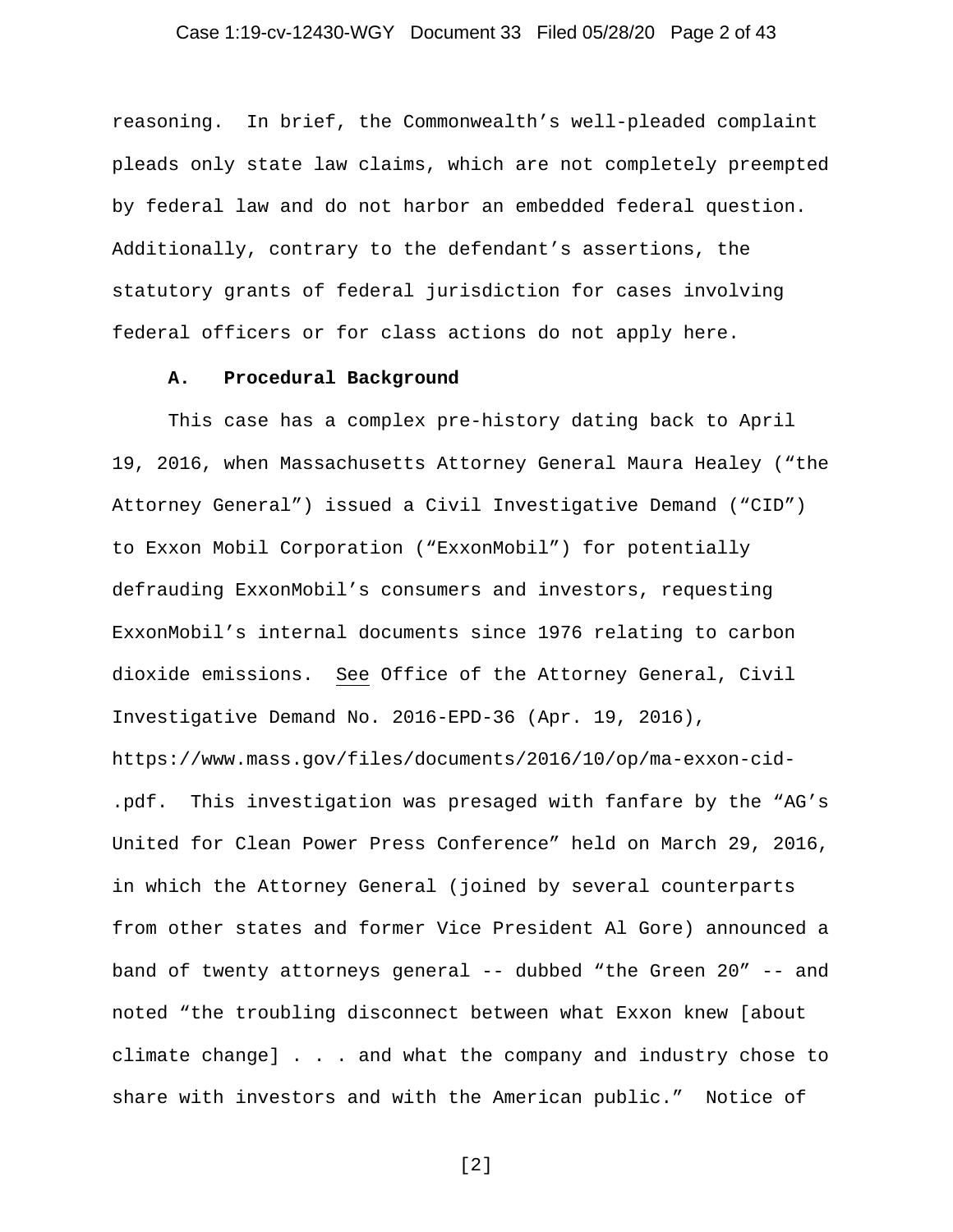reasoning. In brief, the Commonwealth's well-pleaded complaint pleads only state law claims, which are not completely preempted by federal law and do not harbor an embedded federal question. Additionally, contrary to the defendant's assertions, the statutory grants of federal jurisdiction for cases involving federal officers or for class actions do not apply here.

### A. Procedural Background

This case has a complex pre-history dating back to April 19, 2016, when Massachusetts Attorney General Maura Healey ("the Attorney General") issued a Civil Investigative Demand ("CID") to Exxon Mobil Corporation ("ExxonMobil") for potentially defrauding ExxonMobil's consumers and investors, requesting ExxonMobil's internal documents since 1976 relating to carbon dioxide emissions. See Office of the Attorney General, Civil Investigative Demand No. 2016-EPD-36 (Apr. 19, 2016), https://www.mass.gov/files/documents/2016/10/op/ma-exxon-cid-.pdf. This investigation was presaged with fanfare by the "AG's United for Clean Power Press Conference" held on March 29, 2016, in which the Attorney General (joined by several counterparts from other states and former Vice President Al Gore) announced a band of twenty attorneys general -- dubbed "the Green 20" -- and noted "the troubling disconnect between what Exxon knew [about climate change] . . . and what the company and industry chose to share with investors and with the American public." Notice of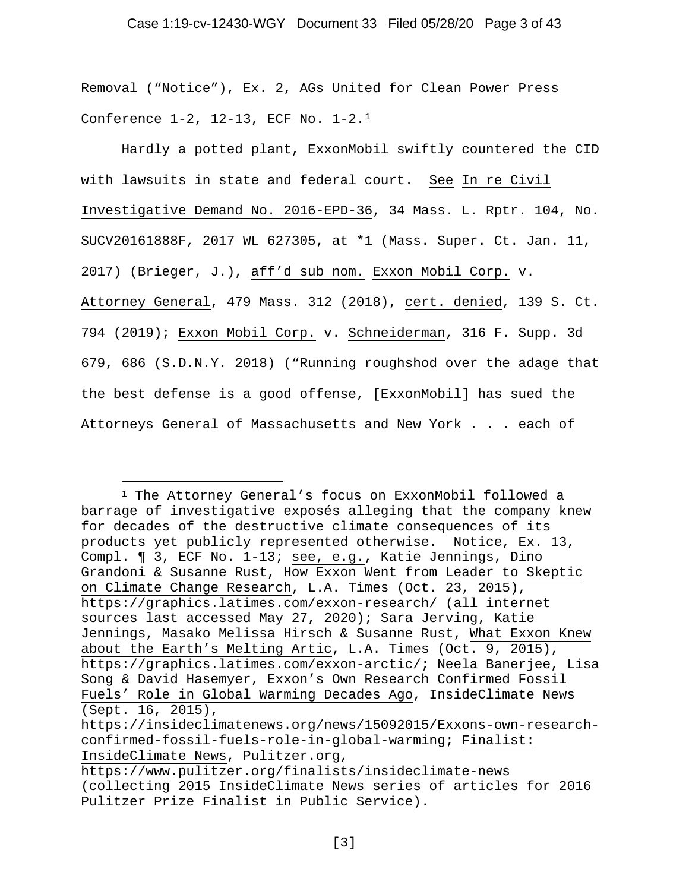Removal ("Notice"), Ex. 2, AGs United for Clean Power Press Conference 1-2, 12-13, ECF No. 1-2.[1]

Hardly a potted plant, ExxonMobil swiftly countered the CID with lawsuits in state and federal court. See In re Civil Investigative Demand No. 2016-EPD-36, 34 Mass. L. Rptr. 104, No. SUCV20161888F, 2017 WL 627305, at *1 (Mass. Super. Ct. Jan. 11, 2017) (Brieger, J.), aff'd sub nom. Exxon Mobil Corp. v. Attorney General, 479 Mass. 312 (2018), cert. denied, 139 S. Ct. 794 (2019); Exxon Mobil Corp. v. Schneiderman, 316 F. Supp. 3d 679, 686 (S.D.N.Y. 2018) ("Running roughshod over the adage that the best defense is a good offense, [ExxonMobil] has sued the Attorneys General of Massachusetts and New York . . . each of

---

[1] The Attorney General's focus on ExxonMobil followed a barrage of investigative exposés alleging that the company knew for decades of the destructive climate consequences of its products yet publicly represented otherwise. Notice, Ex. 13, Compl. ¶ 3, ECF No. 1-13; see, e.g., Katie Jennings, Dino Grandoni & Susanne Rust, How Exxon Went from Leader to Skeptic on Climate Change Research, L.A. Times (Oct. 23, 2015), https://graphics.latimes.com/exxon-research/ (all internet sources last accessed May 27, 2020); Sara Jerving, Katie Jennings, Masako Melissa Hirsch & Susanne Rust, What Exxon Knew about the Earth's Melting Artic, L.A. Times (Oct. 9, 2015), https://graphics.latimes.com/exxon-arctic/; Neela Banerjee, Lisa Song & David Hasemyer, Exxon's Own Research Confirmed Fossil Fuels' Role in Global Warming Decades Ago, InsideClimate News (Sept. 16, 2015), https://insideclimatenews.org/news/15092015/Exxons-own-research-confirmed-fossil-fuels-role-in-global-warming; Finalist: InsideClimate News, Pulitzer.org, https://www.pulitzer.org/finalists/insideclimate-news (collecting 2015 InsideClimate News series of articles for 2016 Pulitzer Prize Finalist in Public Service).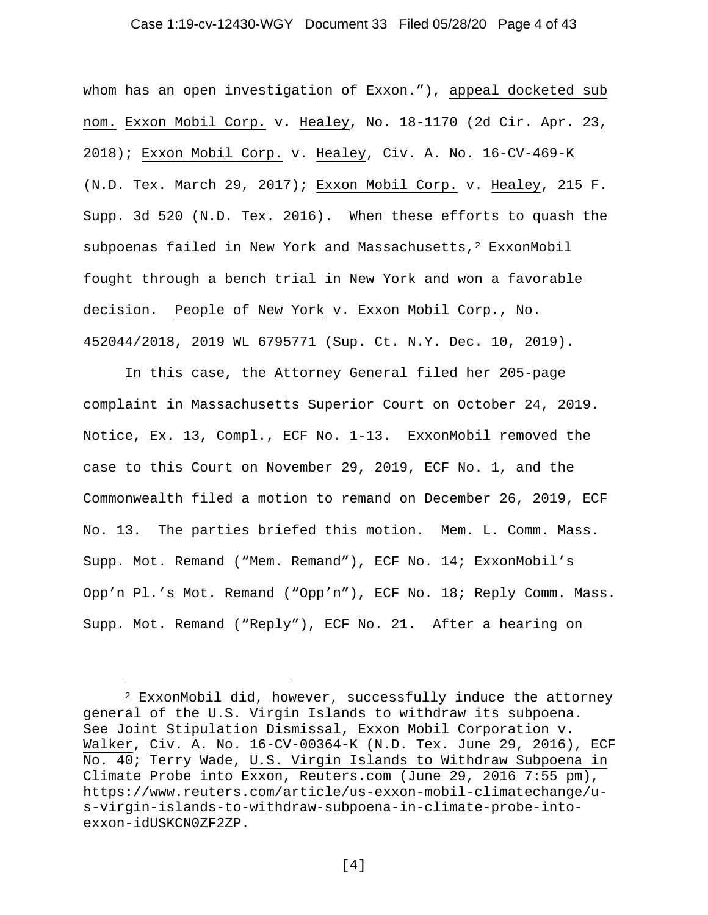whom has an open investigation of Exxon."), appeal docketed sub nom. Exxon Mobil Corp. v. Healey, No. 18-1170 (2d Cir. Apr. 23, 2018); Exxon Mobil Corp. v. Healey, Civ. A. No. 16-CV-469-K (N.D. Tex. March 29, 2017); Exxon Mobil Corp. v. Healey, 215 F. Supp. 3d 520 (N.D. Tex. 2016). When these efforts to quash the subpoenas failed in New York and Massachusetts,[2] ExxonMobil fought through a bench trial in New York and won a favorable decision. People of New York v. Exxon Mobil Corp., No. 452044/2018, 2019 WL 6795771 (Sup. Ct. N.Y. Dec. 10, 2019).

In this case, the Attorney General filed her 205-page complaint in Massachusetts Superior Court on October 24, 2019. Notice, Ex. 13, Compl., ECF No. 1-13. ExxonMobil removed the case to this Court on November 29, 2019, ECF No. 1, and the Commonwealth filed a motion to remand on December 26, 2019, ECF No. 13. The parties briefed this motion. Mem. L. Comm. Mass. Supp. Mot. Remand ("Mem. Remand"), ECF No. 14; ExxonMobil's Opp'n Pl.'s Mot. Remand ("Opp'n"), ECF No. 18; Reply Comm. Mass. Supp. Mot. Remand ("Reply"), ECF No. 21. After a hearing on

---

[2] ExxonMobil did, however, successfully induce the attorney general of the U.S. Virgin Islands to withdraw its subpoena. See Joint Stipulation Dismissal, Exxon Mobil Corporation v. Walker, Civ. A. No. 16-CV-00364-K (N.D. Tex. June 29, 2016), ECF No. 40; Terry Wade, U.S. Virgin Islands to Withdraw Subpoena in Climate Probe into Exxon, Reuters.com (June 29, 2016 7:55 pm), https://www.reuters.com/article/us-exxon-mobil-climatechange/u-s-virgin-islands-to-withdraw-subpoena-in-climate-probe-into-exxon-idUSKCN0ZF2ZP.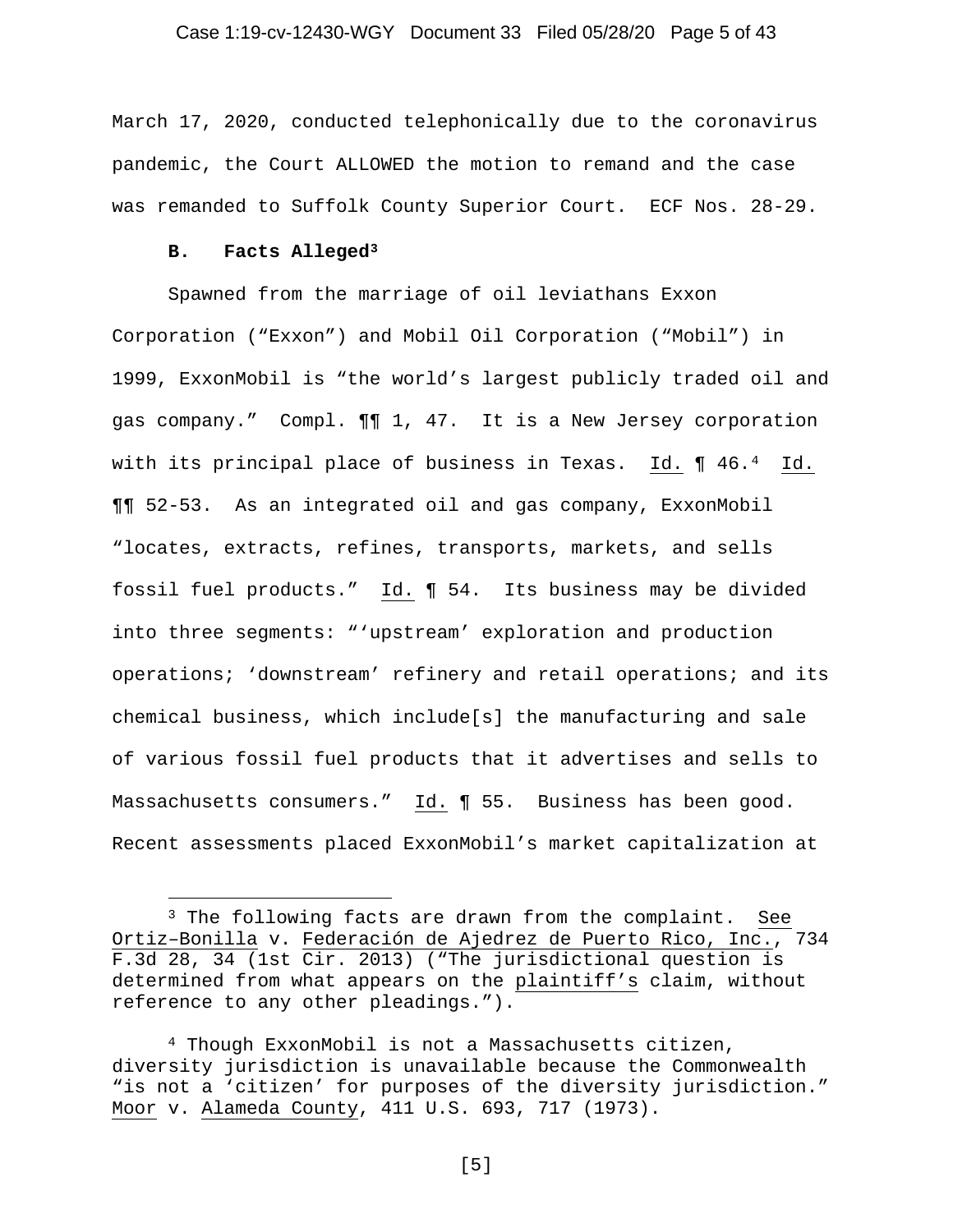March 17, 2020, conducted telephonically due to the coronavirus pandemic, the Court ALLOWED the motion to remand and the case was remanded to Suffolk County Superior Court. ECF Nos. 28-29.

### B. Facts Alleged[3]

Spawned from the marriage of oil leviathans Exxon Corporation ("Exxon") and Mobil Oil Corporation ("Mobil") in 1999, ExxonMobil is "the world's largest publicly traded oil and gas company." Compl. ¶¶ 1, 47. It is a New Jersey corporation with its principal place of business in Texas. Id. ¶ 46.[4] Id. ¶¶ 52-53. As an integrated oil and gas company, ExxonMobil "locates, extracts, refines, transports, markets, and sells fossil fuel products." Id. ¶ 54. Its business may be divided into three segments: "'upstream' exploration and production operations; 'downstream' refinery and retail operations; and its chemical business, which include[s] the manufacturing and sale of various fossil fuel products that it advertises and sells to Massachusetts consumers." Id. ¶ 55. Business has been good. Recent assessments placed ExxonMobil's market capitalization at

---

[3] The following facts are drawn from the complaint. See Ortiz–Bonilla v. Federación de Ajedrez de Puerto Rico, Inc., 734 F.3d 28, 34 (1st Cir. 2013) ("The jurisdictional question is determined from what appears on the plaintiff's claim, without reference to any other pleadings.").

[4] Though ExxonMobil is not a Massachusetts citizen, diversity jurisdiction is unavailable because the Commonwealth "is not a 'citizen' for purposes of the diversity jurisdiction." Moor v. Alameda County, 411 U.S. 693, 717 (1973).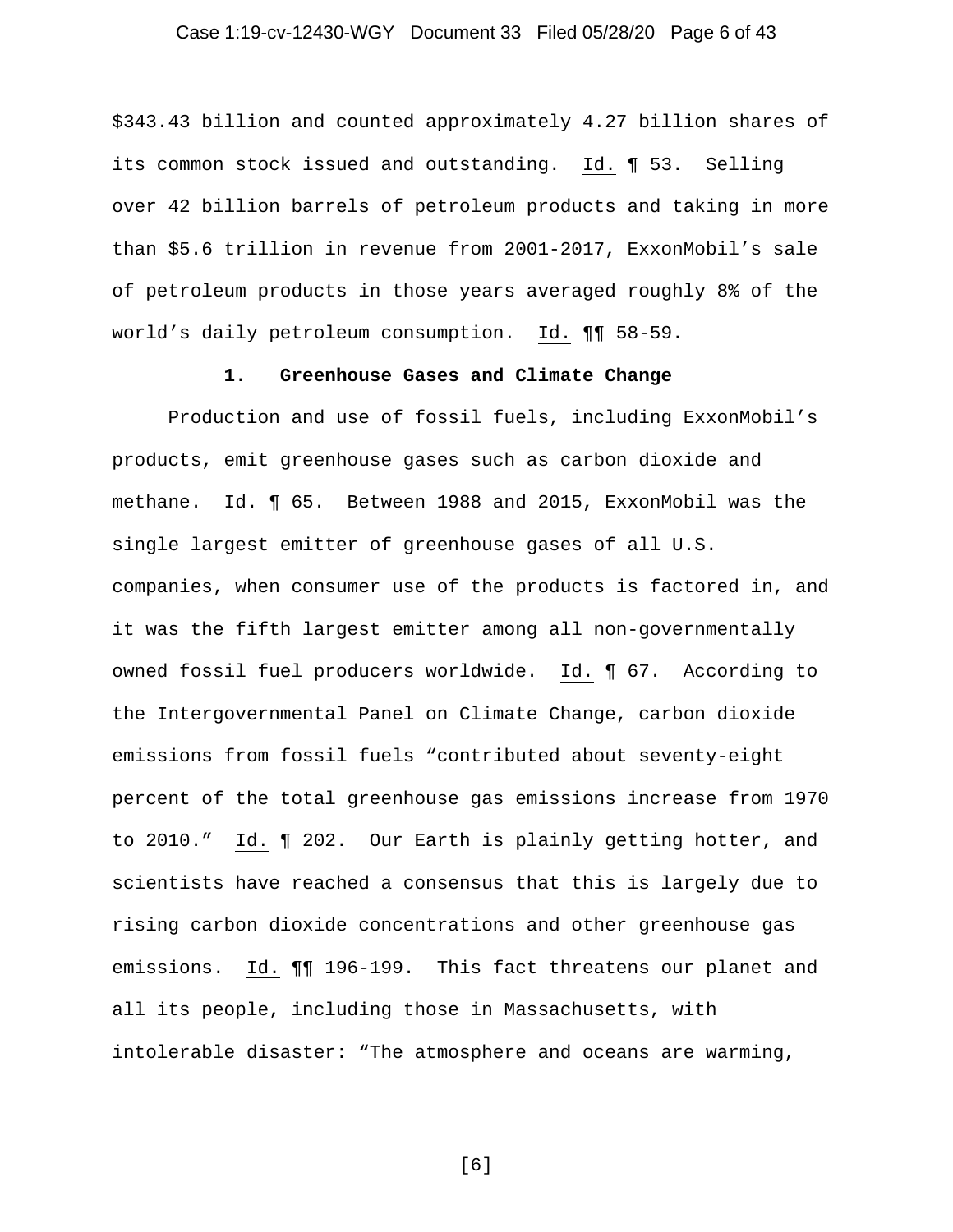$343.43 billion and counted approximately 4.27 billion shares of its common stock issued and outstanding. Id. ¶ 53. Selling over 42 billion barrels of petroleum products and taking in more than $5.6 trillion in revenue from 2001-2017, ExxonMobil's sale of petroleum products in those years averaged roughly 8% of the world's daily petroleum consumption. Id. ¶¶ 58-59.

### 1. Greenhouse Gases and Climate Change

Production and use of fossil fuels, including ExxonMobil's products, emit greenhouse gases such as carbon dioxide and methane. Id. ¶ 65. Between 1988 and 2015, ExxonMobil was the single largest emitter of greenhouse gases of all U.S. companies, when consumer use of the products is factored in, and it was the fifth largest emitter among all non-governmentally owned fossil fuel producers worldwide. Id. ¶ 67. According to the Intergovernmental Panel on Climate Change, carbon dioxide emissions from fossil fuels "contributed about seventy-eight percent of the total greenhouse gas emissions increase from 1970 to 2010." Id. ¶ 202. Our Earth is plainly getting hotter, and scientists have reached a consensus that this is largely due to rising carbon dioxide concentrations and other greenhouse gas emissions. Id. ¶¶ 196-199. This fact threatens our planet and all its people, including those in Massachusetts, with intolerable disaster: "The atmosphere and oceans are warming,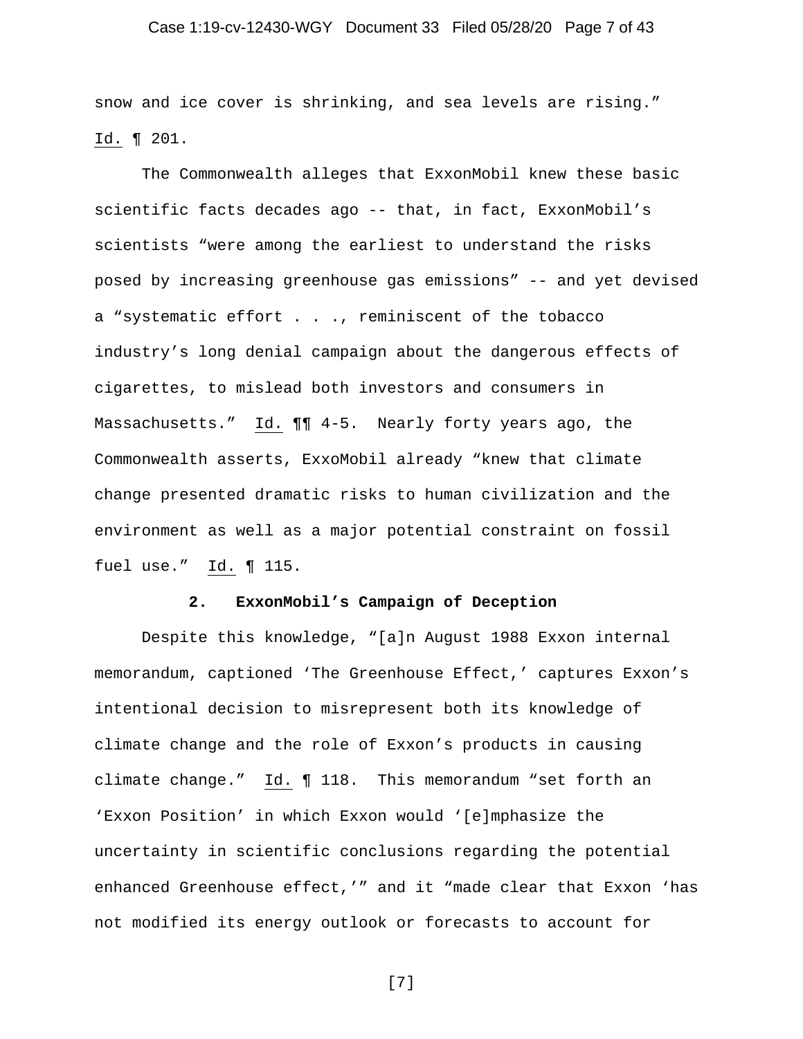snow and ice cover is shrinking, and sea levels are rising." Id. ¶ 201.

The Commonwealth alleges that ExxonMobil knew these basic scientific facts decades ago -- that, in fact, ExxonMobil's scientists "were among the earliest to understand the risks posed by increasing greenhouse gas emissions" -- and yet devised a "systematic effort . . ., reminiscent of the tobacco industry's long denial campaign about the dangerous effects of cigarettes, to mislead both investors and consumers in Massachusetts." Id. ¶¶ 4-5. Nearly forty years ago, the Commonwealth asserts, ExxoMobil already "knew that climate change presented dramatic risks to human civilization and the environment as well as a major potential constraint on fossil fuel use." Id. ¶ 115.

### 2. ExxonMobil's Campaign of Deception

Despite this knowledge, "[a]n August 1988 Exxon internal memorandum, captioned 'The Greenhouse Effect,' captures Exxon's intentional decision to misrepresent both its knowledge of climate change and the role of Exxon's products in causing climate change." Id. ¶ 118. This memorandum "set forth an 'Exxon Position' in which Exxon would '[e]mphasize the uncertainty in scientific conclusions regarding the potential enhanced Greenhouse effect,'" and it "made clear that Exxon 'has not modified its energy outlook or forecasts to account for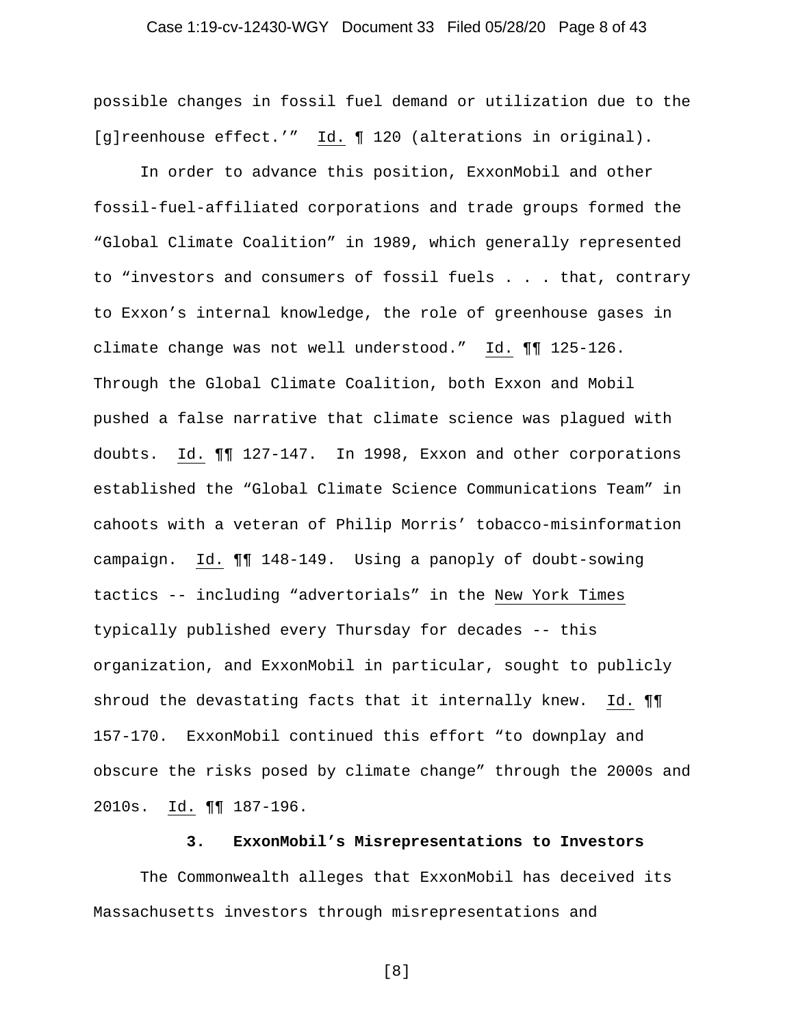possible changes in fossil fuel demand or utilization due to the [g]reenhouse effect.'" Id. ¶ 120 (alterations in original).

In order to advance this position, ExxonMobil and other fossil-fuel-affiliated corporations and trade groups formed the "Global Climate Coalition" in 1989, which generally represented to "investors and consumers of fossil fuels . . . that, contrary to Exxon's internal knowledge, the role of greenhouse gases in climate change was not well understood." Id. ¶¶ 125-126. Through the Global Climate Coalition, both Exxon and Mobil pushed a false narrative that climate science was plagued with doubts. Id. ¶¶ 127-147. In 1998, Exxon and other corporations established the "Global Climate Science Communications Team" in cahoots with a veteran of Philip Morris' tobacco-misinformation campaign. Id. ¶¶ 148-149. Using a panoply of doubt-sowing tactics -- including "advertorials" in the New York Times typically published every Thursday for decades -- this organization, and ExxonMobil in particular, sought to publicly shroud the devastating facts that it internally knew. Id. ¶¶ 157-170. ExxonMobil continued this effort "to downplay and obscure the risks posed by climate change" through the 2000s and 2010s. Id. ¶¶ 187-196.

### 3. ExxonMobil's Misrepresentations to Investors

The Commonwealth alleges that ExxonMobil has deceived its Massachusetts investors through misrepresentations and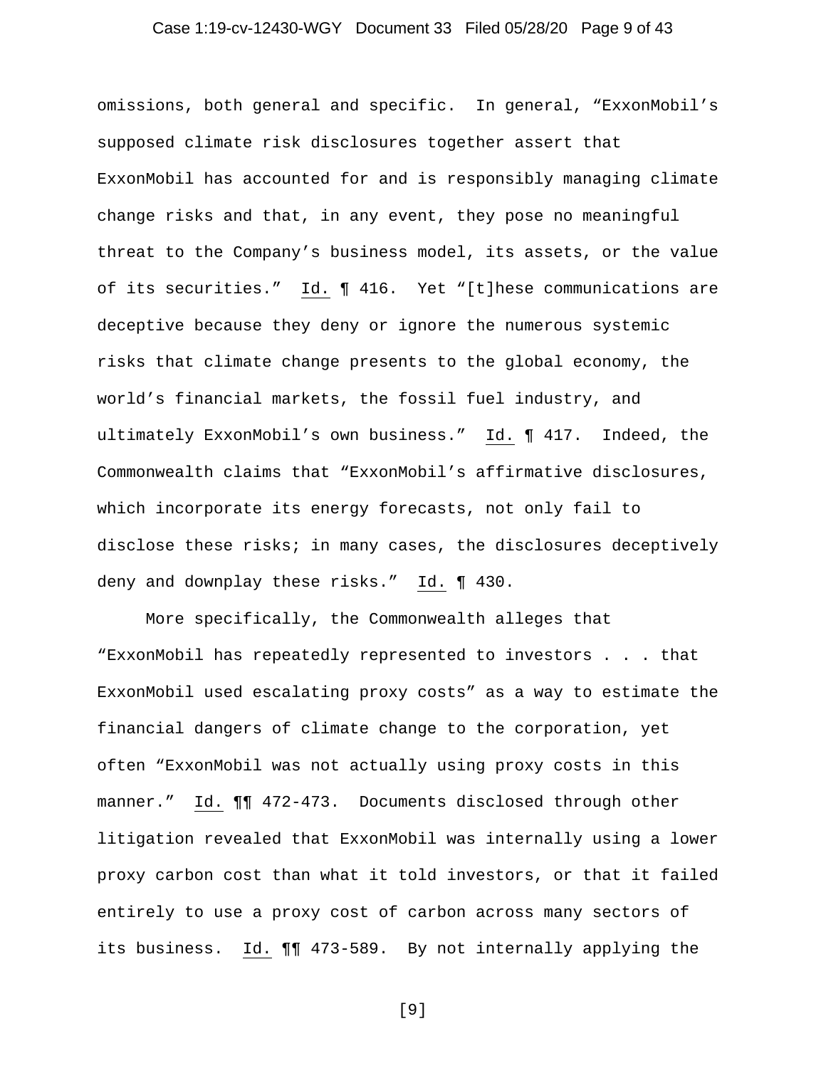omissions, both general and specific. In general, "ExxonMobil's supposed climate risk disclosures together assert that ExxonMobil has accounted for and is responsibly managing climate change risks and that, in any event, they pose no meaningful threat to the Company's business model, its assets, or the value of its securities." Id. ¶ 416. Yet "[t]hese communications are deceptive because they deny or ignore the numerous systemic risks that climate change presents to the global economy, the world's financial markets, the fossil fuel industry, and ultimately ExxonMobil's own business." Id. ¶ 417. Indeed, the Commonwealth claims that "ExxonMobil's affirmative disclosures, which incorporate its energy forecasts, not only fail to disclose these risks; in many cases, the disclosures deceptively deny and downplay these risks." Id. ¶ 430.

More specifically, the Commonwealth alleges that "ExxonMobil has repeatedly represented to investors . . . that ExxonMobil used escalating proxy costs" as a way to estimate the financial dangers of climate change to the corporation, yet often "ExxonMobil was not actually using proxy costs in this manner." Id. ¶¶ 472-473. Documents disclosed through other litigation revealed that ExxonMobil was internally using a lower proxy carbon cost than what it told investors, or that it failed entirely to use a proxy cost of carbon across many sectors of its business. Id. ¶¶ 473-589. By not internally applying the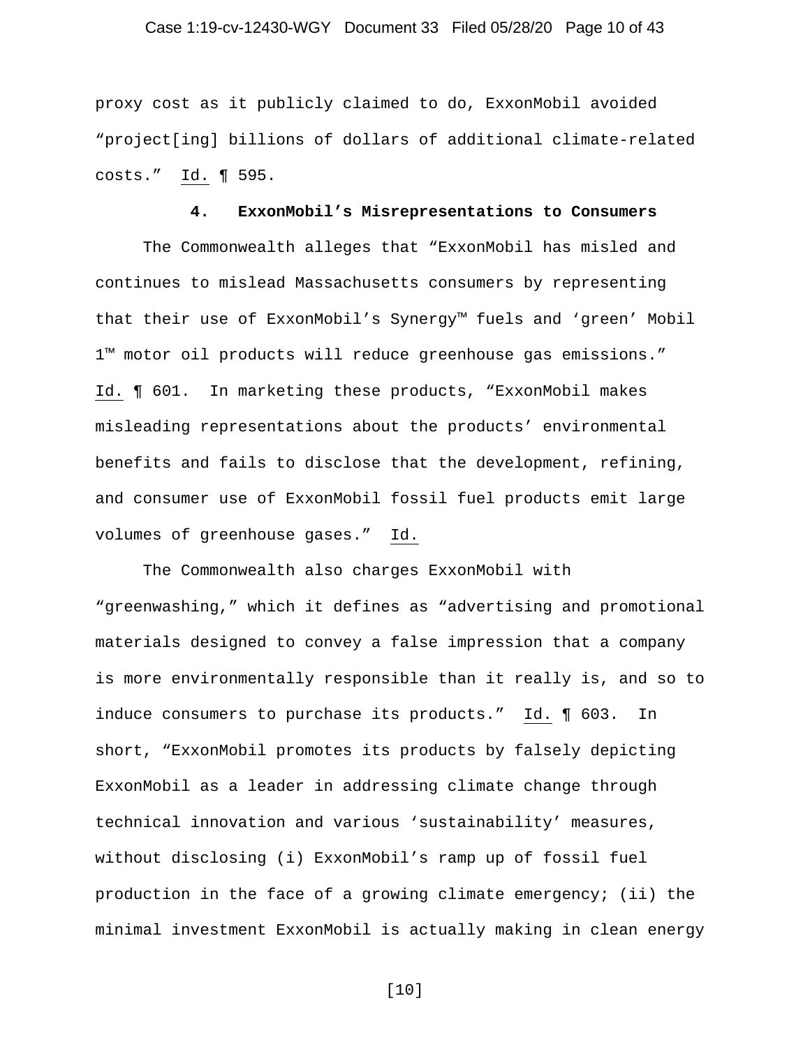proxy cost as it publicly claimed to do, ExxonMobil avoided "project[ing] billions of dollars of additional climate-related costs." Id. ¶ 595.

### 4. ExxonMobil's Misrepresentations to Consumers

The Commonwealth alleges that "ExxonMobil has misled and continues to mislead Massachusetts consumers by representing that their use of ExxonMobil's Synergy™ fuels and 'green' Mobil 1™ motor oil products will reduce greenhouse gas emissions." Id. ¶ 601. In marketing these products, "ExxonMobil makes misleading representations about the products' environmental benefits and fails to disclose that the development, refining, and consumer use of ExxonMobil fossil fuel products emit large volumes of greenhouse gases." Id.

The Commonwealth also charges ExxonMobil with "greenwashing," which it defines as "advertising and promotional materials designed to convey a false impression that a company is more environmentally responsible than it really is, and so to induce consumers to purchase its products." Id. ¶ 603. In short, "ExxonMobil promotes its products by falsely depicting ExxonMobil as a leader in addressing climate change through technical innovation and various 'sustainability' measures, without disclosing (i) ExxonMobil's ramp up of fossil fuel production in the face of a growing climate emergency; (ii) the minimal investment ExxonMobil is actually making in clean energy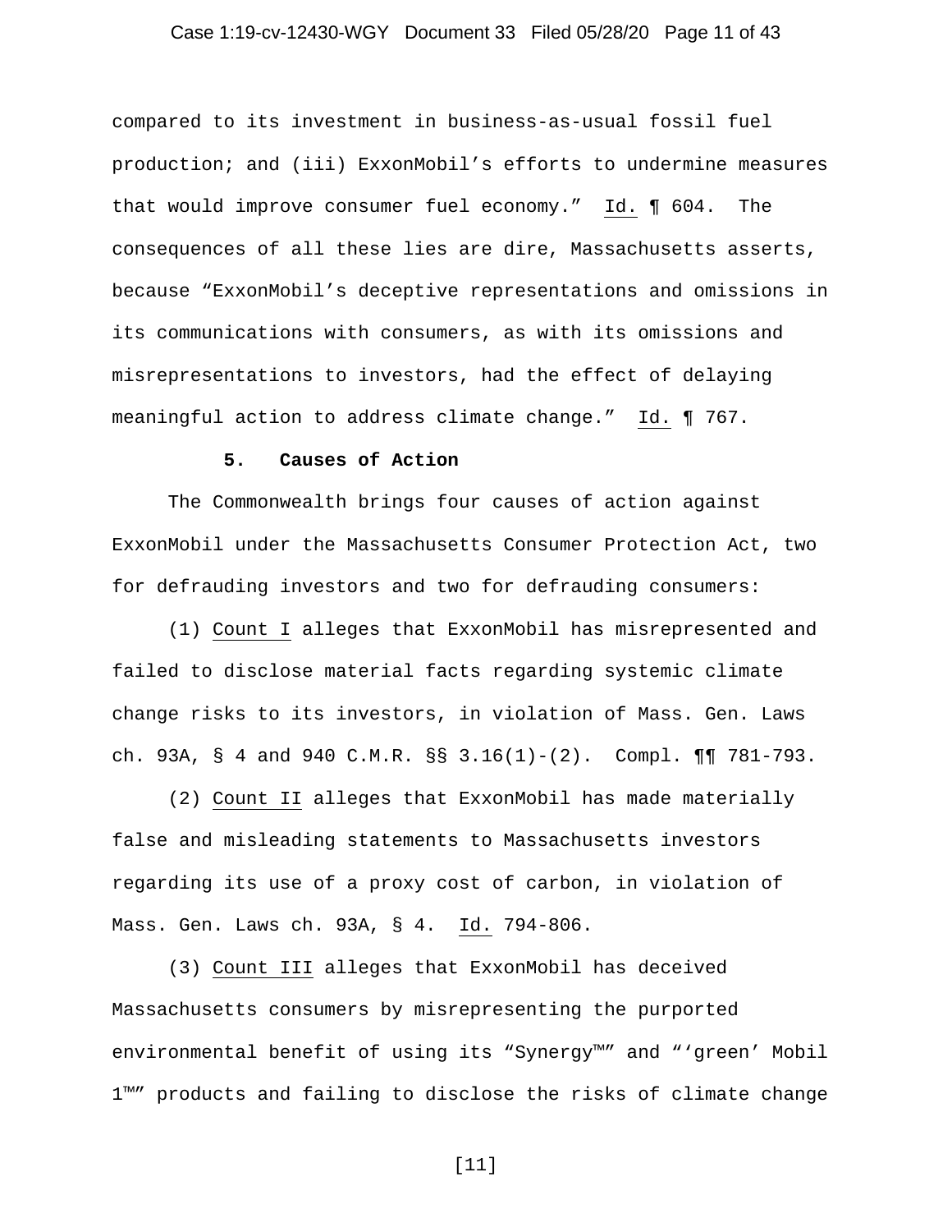compared to its investment in business-as-usual fossil fuel production; and (iii) ExxonMobil's efforts to undermine measures that would improve consumer fuel economy." Id. ¶ 604. The consequences of all these lies are dire, Massachusetts asserts, because "ExxonMobil's deceptive representations and omissions in its communications with consumers, as with its omissions and misrepresentations to investors, had the effect of delaying meaningful action to address climate change." Id. ¶ 767.

### 5. Causes of Action

The Commonwealth brings four causes of action against ExxonMobil under the Massachusetts Consumer Protection Act, two for defrauding investors and two for defrauding consumers:

(1) Count I alleges that ExxonMobil has misrepresented and failed to disclose material facts regarding systemic climate change risks to its investors, in violation of Mass. Gen. Laws ch. 93A, § 4 and 940 C.M.R. §§ 3.16(1)-(2). Compl. ¶¶ 781-793.

(2) Count II alleges that ExxonMobil has made materially false and misleading statements to Massachusetts investors regarding its use of a proxy cost of carbon, in violation of Mass. Gen. Laws ch. 93A, § 4. Id. 794-806.

(3) Count III alleges that ExxonMobil has deceived Massachusetts consumers by misrepresenting the purported environmental benefit of using its "Synergy™" and "'green' Mobil 1™" products and failing to disclose the risks of climate change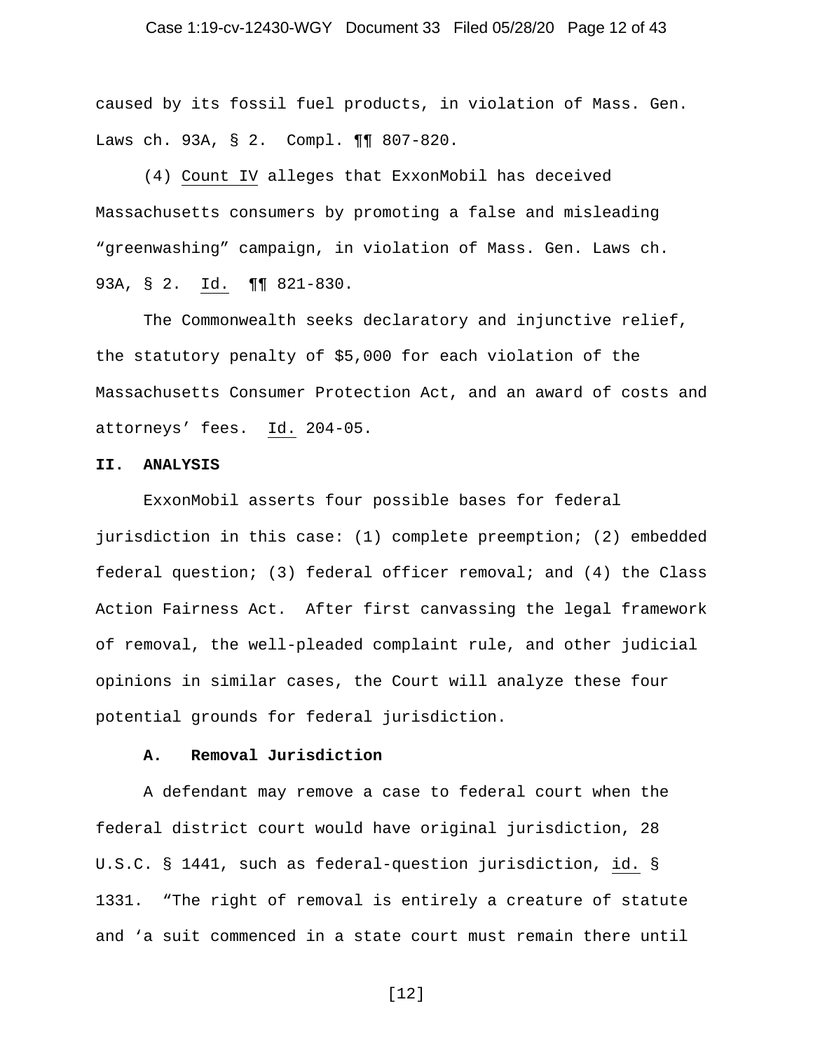caused by its fossil fuel products, in violation of Mass. Gen. Laws ch. 93A, § 2. Compl. ¶¶ 807-820.

(4) Count IV alleges that ExxonMobil has deceived Massachusetts consumers by promoting a false and misleading "greenwashing" campaign, in violation of Mass. Gen. Laws ch. 93A, § 2. Id. ¶¶ 821-830.

The Commonwealth seeks declaratory and injunctive relief, the statutory penalty of $5,000 for each violation of the Massachusetts Consumer Protection Act, and an award of costs and attorneys' fees. Id. 204-05.

## II. ANALYSIS

ExxonMobil asserts four possible bases for federal jurisdiction in this case: (1) complete preemption; (2) embedded federal question; (3) federal officer removal; and (4) the Class Action Fairness Act. After first canvassing the legal framework of removal, the well-pleaded complaint rule, and other judicial opinions in similar cases, the Court will analyze these four potential grounds for federal jurisdiction.

### A. Removal Jurisdiction

A defendant may remove a case to federal court when the federal district court would have original jurisdiction, 28 U.S.C. § 1441, such as federal-question jurisdiction, id. § 1331. "The right of removal is entirely a creature of statute and 'a suit commenced in a state court must remain there until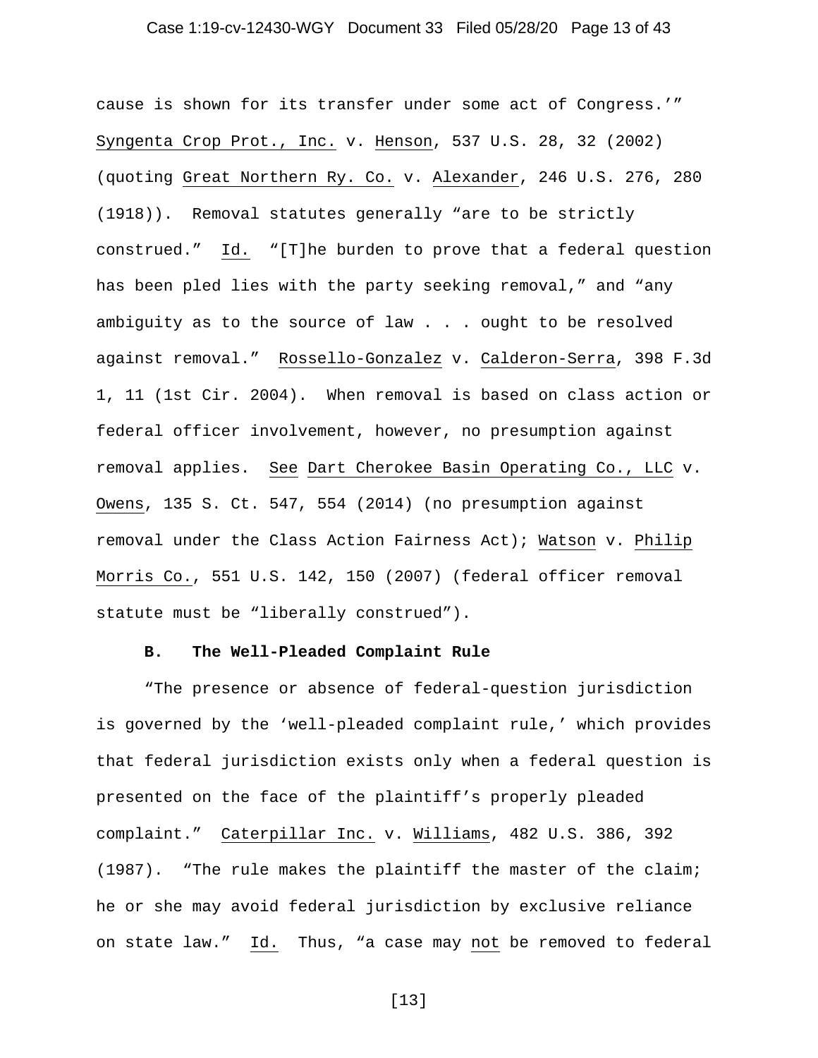cause is shown for its transfer under some act of Congress.'" Syngenta Crop Prot., Inc. v. Henson, 537 U.S. 28, 32 (2002) (quoting Great Northern Ry. Co. v. Alexander, 246 U.S. 276, 280 (1918)). Removal statutes generally "are to be strictly construed." Id. "[T]he burden to prove that a federal question has been pled lies with the party seeking removal," and "any ambiguity as to the source of law . . . ought to be resolved against removal." Rossello-Gonzalez v. Calderon-Serra, 398 F.3d 1, 11 (1st Cir. 2004). When removal is based on class action or federal officer involvement, however, no presumption against removal applies. See Dart Cherokee Basin Operating Co., LLC v. Owens, 135 S. Ct. 547, 554 (2014) (no presumption against removal under the Class Action Fairness Act); Watson v. Philip Morris Co., 551 U.S. 142, 150 (2007) (federal officer removal statute must be "liberally construed").

**B. The Well-Pleaded Complaint Rule**

"The presence or absence of federal-question jurisdiction is governed by the 'well-pleaded complaint rule,' which provides that federal jurisdiction exists only when a federal question is presented on the face of the plaintiff's properly pleaded complaint." Caterpillar Inc. v. Williams, 482 U.S. 386, 392 (1987). "The rule makes the plaintiff the master of the claim; he or she may avoid federal jurisdiction by exclusive reliance on state law." Id. Thus, "a case may not be removed to federal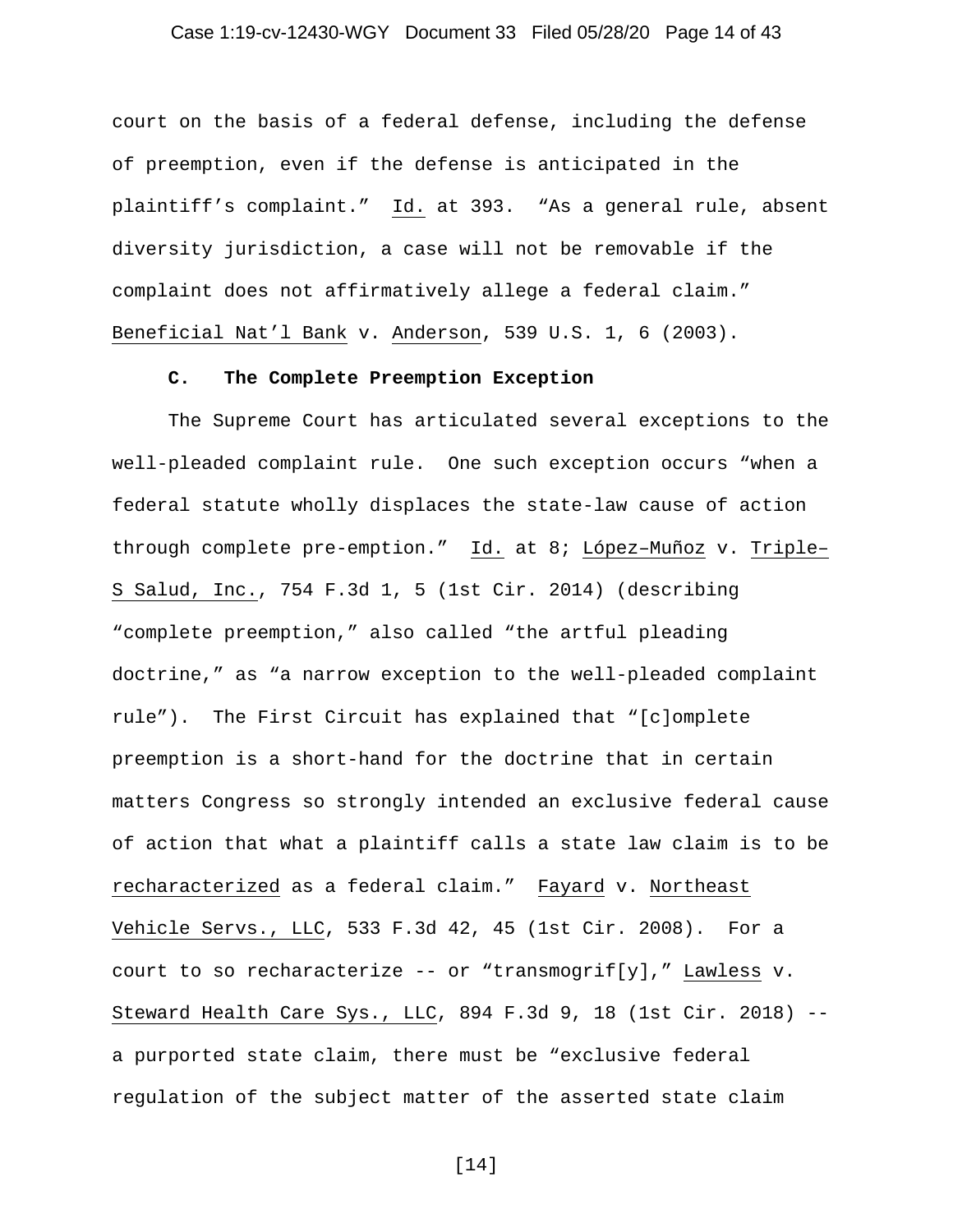court on the basis of a federal defense, including the defense of preemption, even if the defense is anticipated in the plaintiff's complaint." Id. at 393. "As a general rule, absent diversity jurisdiction, a case will not be removable if the complaint does not affirmatively allege a federal claim." Beneficial Nat'l Bank v. Anderson, 539 U.S. 1, 6 (2003).

### C. The Complete Preemption Exception

The Supreme Court has articulated several exceptions to the well-pleaded complaint rule. One such exception occurs "when a federal statute wholly displaces the state-law cause of action through complete pre-emption." Id. at 8; López–Muñoz v. Triple–S Salud, Inc., 754 F.3d 1, 5 (1st Cir. 2014) (describing "complete preemption," also called "the artful pleading doctrine," as "a narrow exception to the well-pleaded complaint rule"). The First Circuit has explained that "[c]omplete preemption is a short-hand for the doctrine that in certain matters Congress so strongly intended an exclusive federal cause of action that what a plaintiff calls a state law claim is to be recharacterized as a federal claim." Fayard v. Northeast Vehicle Servs., LLC, 533 F.3d 42, 45 (1st Cir. 2008). For a court to so recharacterize -- or "transmogrif[y]," Lawless v. Steward Health Care Sys., LLC, 894 F.3d 9, 18 (1st Cir. 2018) -- a purported state claim, there must be "exclusive federal regulation of the subject matter of the asserted state claim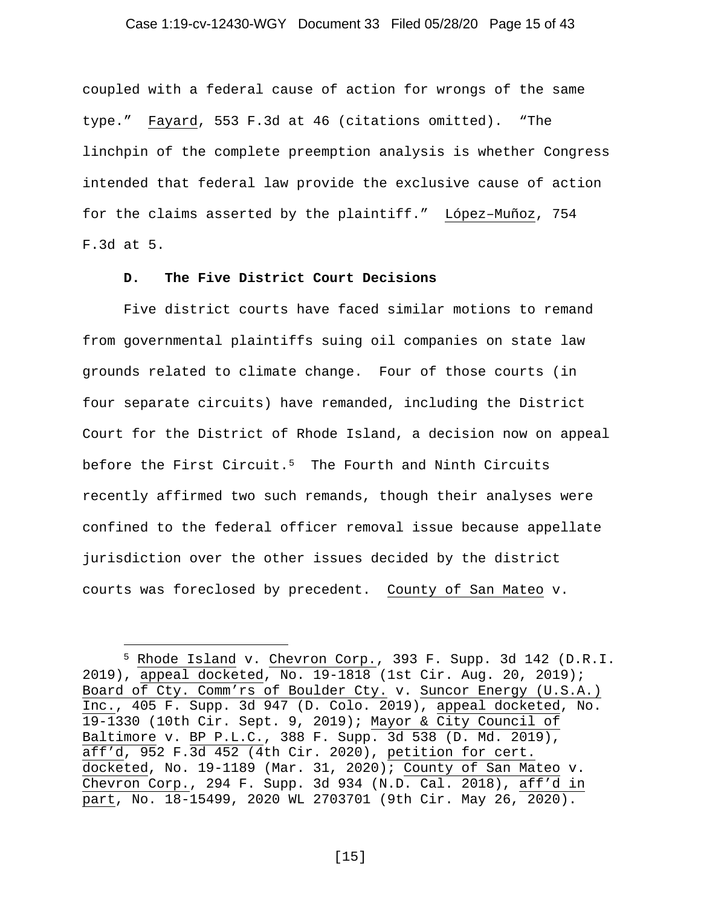coupled with a federal cause of action for wrongs of the same type." Fayard, 553 F.3d at 46 (citations omitted). "The linchpin of the complete preemption analysis is whether Congress intended that federal law provide the exclusive cause of action for the claims asserted by the plaintiff." López–Muñoz, 754 F.3d at 5.

### D. The Five District Court Decisions

Five district courts have faced similar motions to remand from governmental plaintiffs suing oil companies on state law grounds related to climate change. Four of those courts (in four separate circuits) have remanded, including the District Court for the District of Rhode Island, a decision now on appeal before the First Circuit.[5] The Fourth and Ninth Circuits recently affirmed two such remands, though their analyses were confined to the federal officer removal issue because appellate jurisdiction over the other issues decided by the district courts was foreclosed by precedent. County of San Mateo v.

---

[5] Rhode Island v. Chevron Corp., 393 F. Supp. 3d 142 (D.R.I. 2019), appeal docketed, No. 19-1818 (1st Cir. Aug. 20, 2019); Board of Cty. Comm'rs of Boulder Cty. v. Suncor Energy (U.S.A.) Inc., 405 F. Supp. 3d 947 (D. Colo. 2019), appeal docketed, No. 19-1330 (10th Cir. Sept. 9, 2019); Mayor & City Council of Baltimore v. BP P.L.C., 388 F. Supp. 3d 538 (D. Md. 2019), aff'd, 952 F.3d 452 (4th Cir. 2020), petition for cert. docketed, No. 19-1189 (Mar. 31, 2020); County of San Mateo v. Chevron Corp., 294 F. Supp. 3d 934 (N.D. Cal. 2018), aff'd in part, No. 18-15499, 2020 WL 2703701 (9th Cir. May 26, 2020).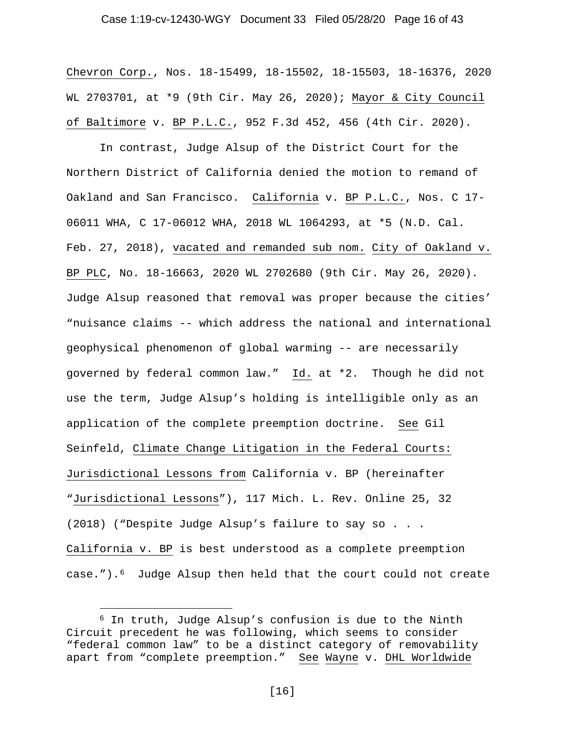Chevron Corp., Nos. 18-15499, 18-15502, 18-15503, 18-16376, 2020 WL 2703701, at *9 (9th Cir. May 26, 2020); Mayor & City Council of Baltimore v. BP P.L.C., 952 F.3d 452, 456 (4th Cir. 2020).

In contrast, Judge Alsup of the District Court for the Northern District of California denied the motion to remand of Oakland and San Francisco. California v. BP P.L.C., Nos. C 17-06011 WHA, C 17-06012 WHA, 2018 WL 1064293, at *5 (N.D. Cal. Feb. 27, 2018), vacated and remanded sub nom. City of Oakland v. BP PLC, No. 18-16663, 2020 WL 2702680 (9th Cir. May 26, 2020). Judge Alsup reasoned that removal was proper because the cities' "nuisance claims -- which address the national and international geophysical phenomenon of global warming -- are necessarily governed by federal common law." Id. at *2. Though he did not use the term, Judge Alsup's holding is intelligible only as an application of the complete preemption doctrine. See Gil Seinfeld, Climate Change Litigation in the Federal Courts: Jurisdictional Lessons from California v. BP (hereinafter "Jurisdictional Lessons"), 117 Mich. L. Rev. Online 25, 32 (2018) ("Despite Judge Alsup's failure to say so . . . California v. BP is best understood as a complete preemption case.").[6] Judge Alsup then held that the court could not create

[6] In truth, Judge Alsup's confusion is due to the Ninth Circuit precedent he was following, which seems to consider "federal common law" to be a distinct category of removability apart from "complete preemption." See Wayne v. DHL Worldwide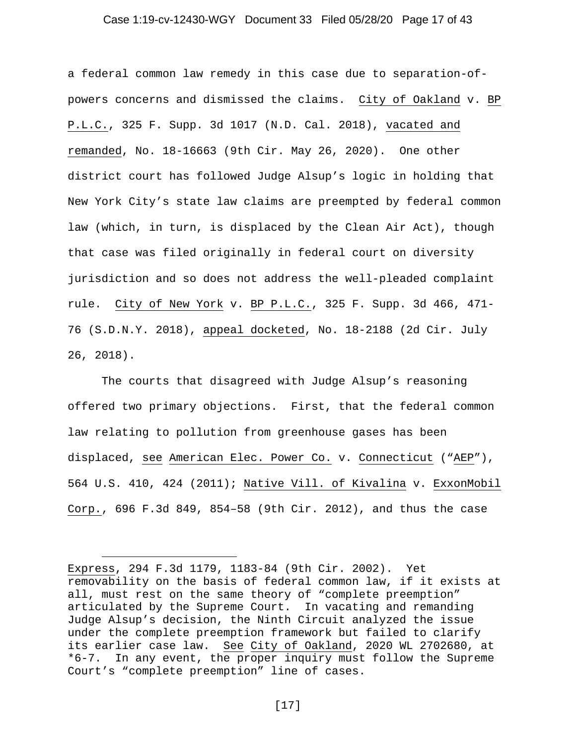a federal common law remedy in this case due to separation-of-powers concerns and dismissed the claims. City of Oakland v. BP P.L.C., 325 F. Supp. 3d 1017 (N.D. Cal. 2018), vacated and remanded, No. 18-16663 (9th Cir. May 26, 2020). One other district court has followed Judge Alsup's logic in holding that New York City's state law claims are preempted by federal common law (which, in turn, is displaced by the Clean Air Act), though that case was filed originally in federal court on diversity jurisdiction and so does not address the well-pleaded complaint rule. City of New York v. BP P.L.C., 325 F. Supp. 3d 466, 471-76 (S.D.N.Y. 2018), appeal docketed, No. 18-2188 (2d Cir. July 26, 2018).

The courts that disagreed with Judge Alsup's reasoning offered two primary objections. First, that the federal common law relating to pollution from greenhouse gases has been displaced, see American Elec. Power Co. v. Connecticut ("AEP"), 564 U.S. 410, 424 (2011); Native Vill. of Kivalina v. ExxonMobil Corp., 696 F.3d 849, 854–58 (9th Cir. 2012), and thus the case

---

Express, 294 F.3d 1179, 1183-84 (9th Cir. 2002). Yet removability on the basis of federal common law, if it exists at all, must rest on the same theory of "complete preemption" articulated by the Supreme Court. In vacating and remanding Judge Alsup's decision, the Ninth Circuit analyzed the issue under the complete preemption framework but failed to clarify its earlier case law. See City of Oakland, 2020 WL 2702680, at *6-7. In any event, the proper inquiry must follow the Supreme Court's "complete preemption" line of cases.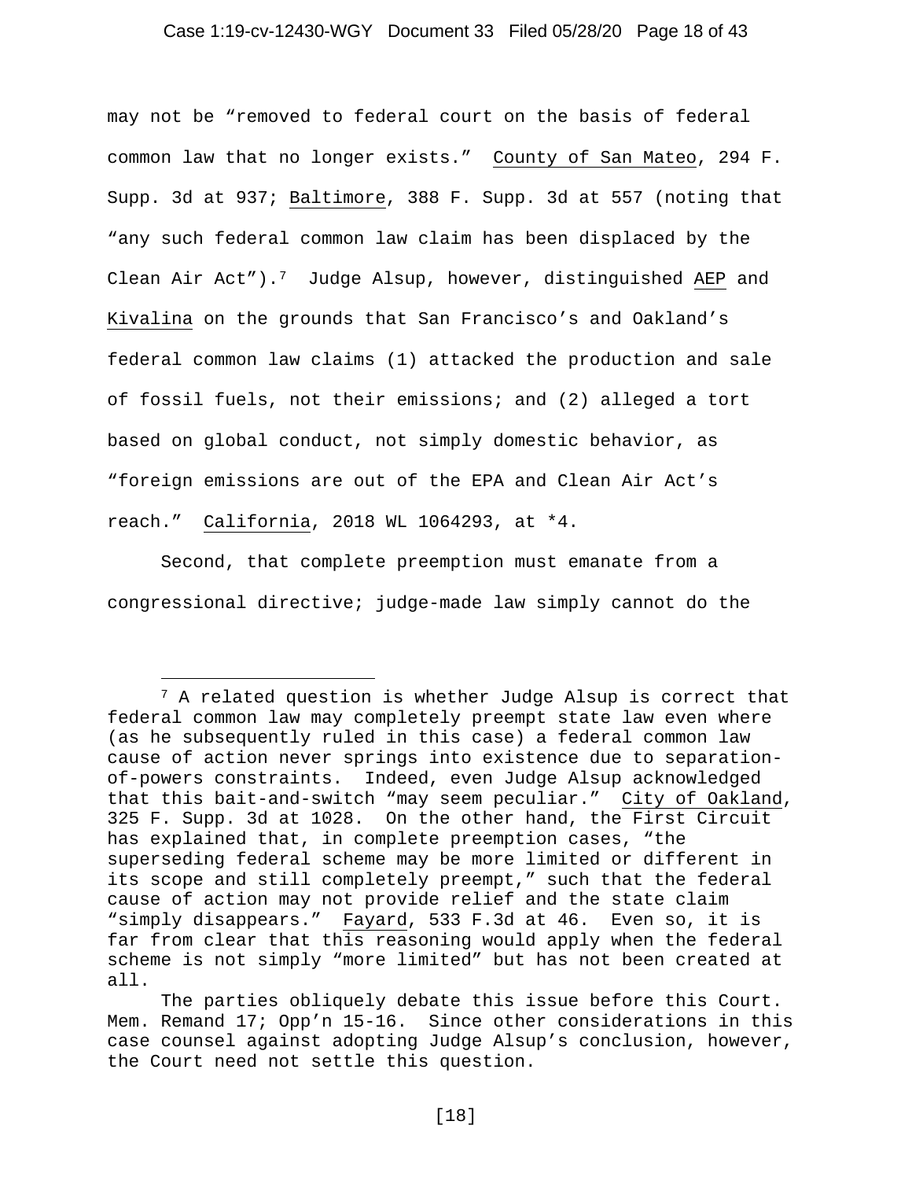may not be "removed to federal court on the basis of federal common law that no longer exists." County of San Mateo, 294 F. Supp. 3d at 937; Baltimore, 388 F. Supp. 3d at 557 (noting that "any such federal common law claim has been displaced by the Clean Air Act").[7] Judge Alsup, however, distinguished AEP and Kivalina on the grounds that San Francisco's and Oakland's federal common law claims (1) attacked the production and sale of fossil fuels, not their emissions; and (2) alleged a tort based on global conduct, not simply domestic behavior, as "foreign emissions are out of the EPA and Clean Air Act's reach." California, 2018 WL 1064293, at *4.

Second, that complete preemption must emanate from a congressional directive; judge-made law simply cannot do the

---

[7] A related question is whether Judge Alsup is correct that federal common law may completely preempt state law even where (as he subsequently ruled in this case) a federal common law cause of action never springs into existence due to separation-of-powers constraints. Indeed, even Judge Alsup acknowledged that this bait-and-switch "may seem peculiar." City of Oakland, 325 F. Supp. 3d at 1028. On the other hand, the First Circuit has explained that, in complete preemption cases, "the superseding federal scheme may be more limited or different in its scope and still completely preempt," such that the federal cause of action may not provide relief and the state claim "simply disappears." Fayard, 533 F.3d at 46. Even so, it is far from clear that this reasoning would apply when the federal scheme is not simply "more limited" but has not been created at all.

The parties obliquely debate this issue before this Court. Mem. Remand 17; Opp'n 15-16. Since other considerations in this case counsel against adopting Judge Alsup's conclusion, however, the Court need not settle this question.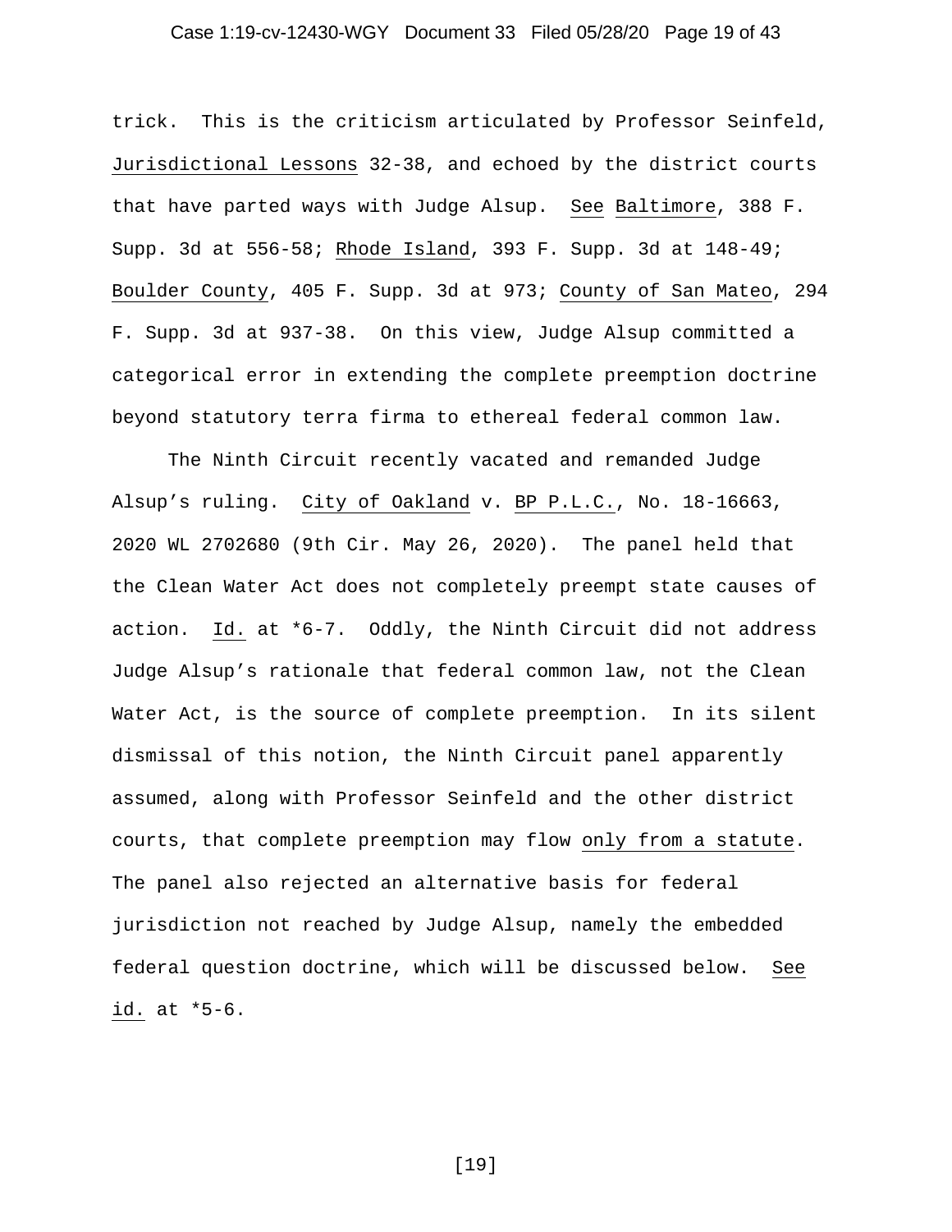trick. This is the criticism articulated by Professor Seinfeld, Jurisdictional Lessons 32-38, and echoed by the district courts that have parted ways with Judge Alsup. See Baltimore, 388 F. Supp. 3d at 556-58; Rhode Island, 393 F. Supp. 3d at 148-49; Boulder County, 405 F. Supp. 3d at 973; County of San Mateo, 294 F. Supp. 3d at 937-38. On this view, Judge Alsup committed a categorical error in extending the complete preemption doctrine beyond statutory terra firma to ethereal federal common law.

The Ninth Circuit recently vacated and remanded Judge Alsup's ruling. City of Oakland v. BP P.L.C., No. 18-16663, 2020 WL 2702680 (9th Cir. May 26, 2020). The panel held that the Clean Water Act does not completely preempt state causes of action. Id. at *6-7. Oddly, the Ninth Circuit did not address Judge Alsup's rationale that federal common law, not the Clean Water Act, is the source of complete preemption. In its silent dismissal of this notion, the Ninth Circuit panel apparently assumed, along with Professor Seinfeld and the other district courts, that complete preemption may flow only from a statute. The panel also rejected an alternative basis for federal jurisdiction not reached by Judge Alsup, namely the embedded federal question doctrine, which will be discussed below. See id. at *5-6.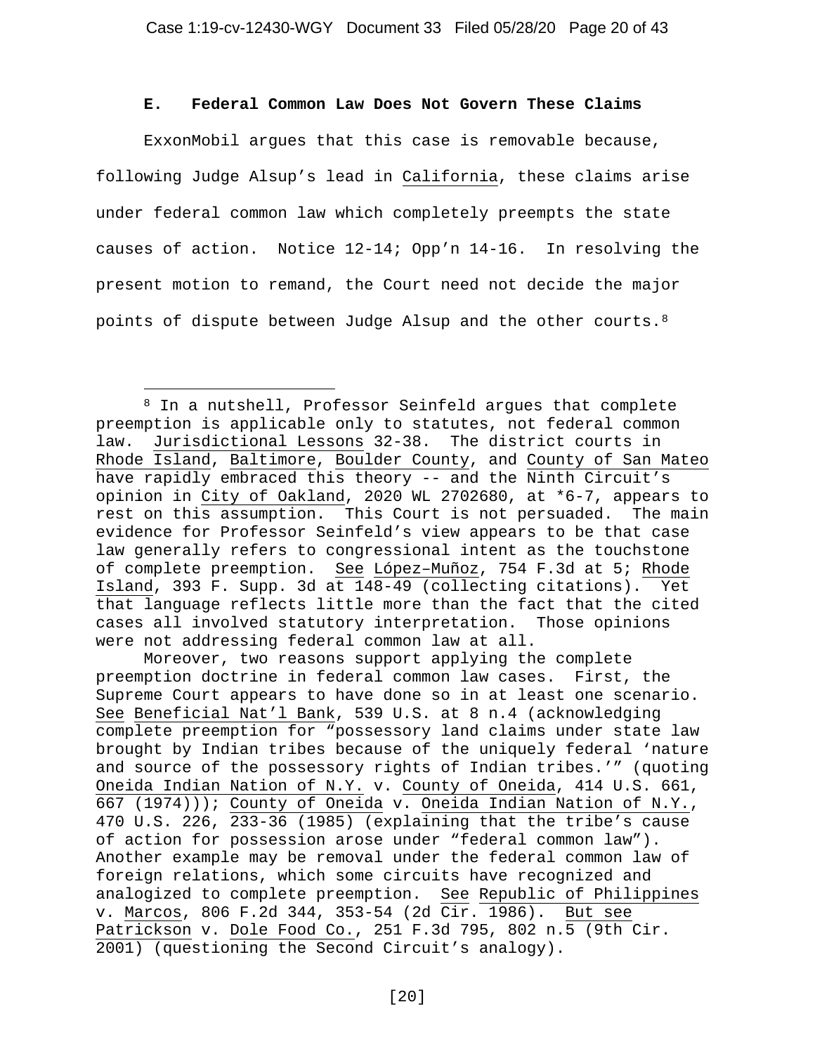### E. Federal Common Law Does Not Govern These Claims

ExxonMobil argues that this case is removable because, following Judge Alsup's lead in California, these claims arise under federal common law which completely preempts the state causes of action. Notice 12-14; Opp'n 14-16. In resolving the present motion to remand, the Court need not decide the major points of dispute between Judge Alsup and the other courts.[8]

---

[8] In a nutshell, Professor Seinfeld argues that complete preemption is applicable only to statutes, not federal common law. Jurisdictional Lessons 32-38. The district courts in Rhode Island, Baltimore, Boulder County, and County of San Mateo have rapidly embraced this theory -- and the Ninth Circuit's opinion in City of Oakland, 2020 WL 2702680, at *6-7, appears to rest on this assumption. This Court is not persuaded. The main evidence for Professor Seinfeld's view appears to be that case law generally refers to congressional intent as the touchstone of complete preemption. See López–Muñoz, 754 F.3d at 5; Rhode Island, 393 F. Supp. 3d at 148-49 (collecting citations). Yet that language reflects little more than the fact that the cited cases all involved statutory interpretation. Those opinions were not addressing federal common law at all.

Moreover, two reasons support applying the complete preemption doctrine in federal common law cases. First, the Supreme Court appears to have done so in at least one scenario. See Beneficial Nat'l Bank, 539 U.S. at 8 n.4 (acknowledging complete preemption for "possessory land claims under state law brought by Indian tribes because of the uniquely federal 'nature and source of the possessory rights of Indian tribes.'" (quoting Oneida Indian Nation of N.Y. v. County of Oneida, 414 U.S. 661, 667 (1974))); County of Oneida v. Oneida Indian Nation of N.Y., 470 U.S. 226, 233-36 (1985) (explaining that the tribe's cause of action for possession arose under "federal common law"). Another example may be removal under the federal common law of foreign relations, which some circuits have recognized and analogized to complete preemption. See Republic of Philippines v. Marcos, 806 F.2d 344, 353-54 (2d Cir. 1986). But see Patrickson v. Dole Food Co., 251 F.3d 795, 802 n.5 (9th Cir. 2001) (questioning the Second Circuit's analogy).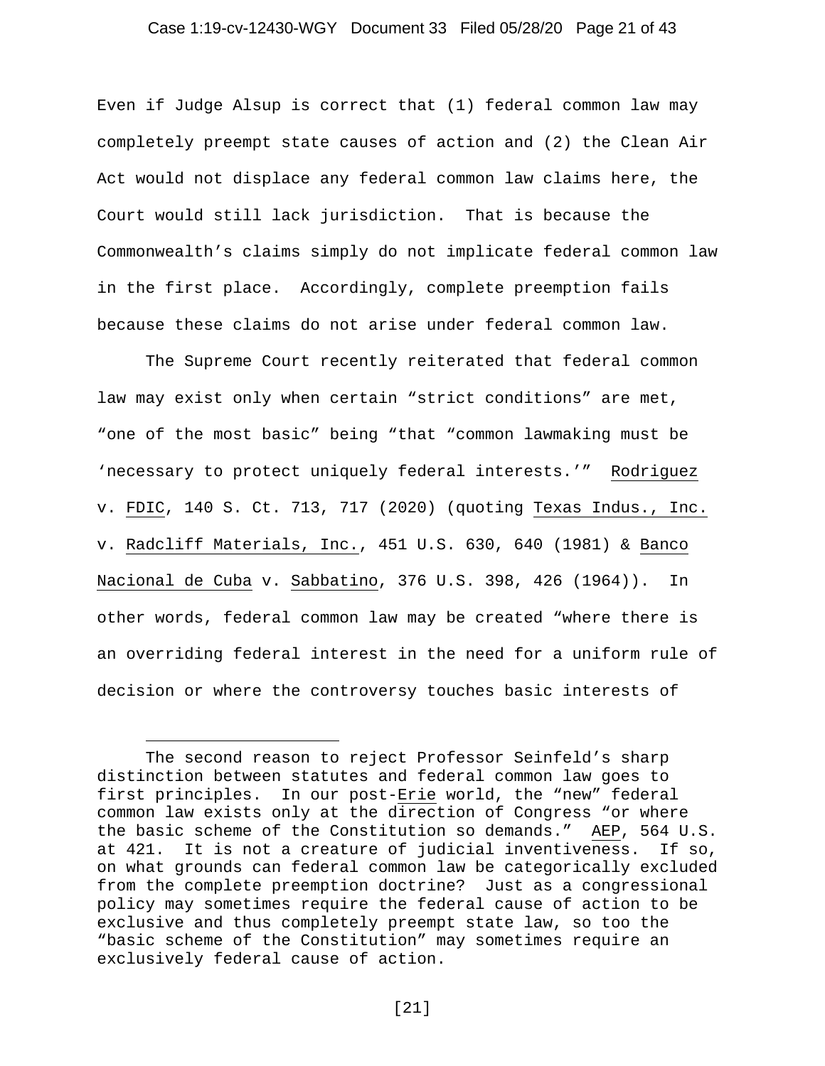Even if Judge Alsup is correct that (1) federal common law may completely preempt state causes of action and (2) the Clean Air Act would not displace any federal common law claims here, the Court would still lack jurisdiction. That is because the Commonwealth's claims simply do not implicate federal common law in the first place. Accordingly, complete preemption fails because these claims do not arise under federal common law.

The Supreme Court recently reiterated that federal common law may exist only when certain "strict conditions" are met, "one of the most basic" being "that "common lawmaking must be 'necessary to protect uniquely federal interests.'" Rodriguez v. FDIC, 140 S. Ct. 713, 717 (2020) (quoting Texas Indus., Inc. v. Radcliff Materials, Inc., 451 U.S. 630, 640 (1981) & Banco Nacional de Cuba v. Sabbatino, 376 U.S. 398, 426 (1964)). In other words, federal common law may be created "where there is an overriding federal interest in the need for a uniform rule of decision or where the controversy touches basic interests of

---

The second reason to reject Professor Seinfeld's sharp distinction between statutes and federal common law goes to first principles. In our post-Erie world, the "new" federal common law exists only at the direction of Congress "or where the basic scheme of the Constitution so demands." AEP, 564 U.S. at 421. It is not a creature of judicial inventiveness. If so, on what grounds can federal common law be categorically excluded from the complete preemption doctrine? Just as a congressional policy may sometimes require the federal cause of action to be exclusive and thus completely preempt state law, so too the "basic scheme of the Constitution" may sometimes require an exclusively federal cause of action.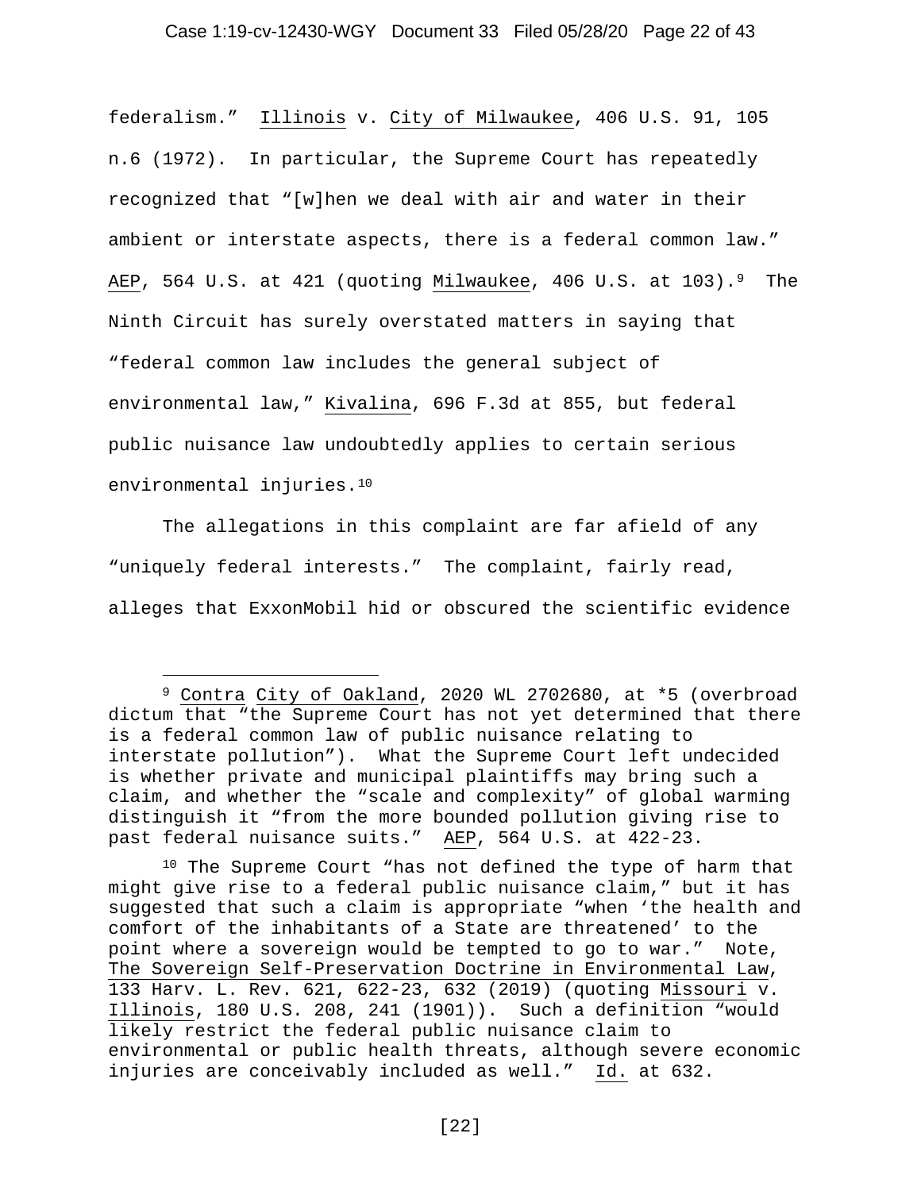federalism." Illinois v. City of Milwaukee, 406 U.S. 91, 105 n.6 (1972). In particular, the Supreme Court has repeatedly recognized that "[w]hen we deal with air and water in their ambient or interstate aspects, there is a federal common law." AEP, 564 U.S. at 421 (quoting Milwaukee, 406 U.S. at 103).[9] The Ninth Circuit has surely overstated matters in saying that "federal common law includes the general subject of environmental law," Kivalina, 696 F.3d at 855, but federal public nuisance law undoubtedly applies to certain serious environmental injuries.[10]

The allegations in this complaint are far afield of any "uniquely federal interests." The complaint, fairly read, alleges that ExxonMobil hid or obscured the scientific evidence

---

[9] Contra City of Oakland, 2020 WL 2702680, at *5 (overbroad dictum that "the Supreme Court has not yet determined that there is a federal common law of public nuisance relating to interstate pollution"). What the Supreme Court left undecided is whether private and municipal plaintiffs may bring such a claim, and whether the "scale and complexity" of global warming distinguish it "from the more bounded pollution giving rise to past federal nuisance suits." AEP, 564 U.S. at 422-23.

[10] The Supreme Court "has not defined the type of harm that might give rise to a federal public nuisance claim," but it has suggested that such a claim is appropriate "when 'the health and comfort of the inhabitants of a State are threatened' to the point where a sovereign would be tempted to go to war." Note, The Sovereign Self-Preservation Doctrine in Environmental Law, 133 Harv. L. Rev. 621, 622-23, 632 (2019) (quoting Missouri v. Illinois, 180 U.S. 208, 241 (1901)). Such a definition "would likely restrict the federal public nuisance claim to environmental or public health threats, although severe economic injuries are conceivably included as well." Id. at 632.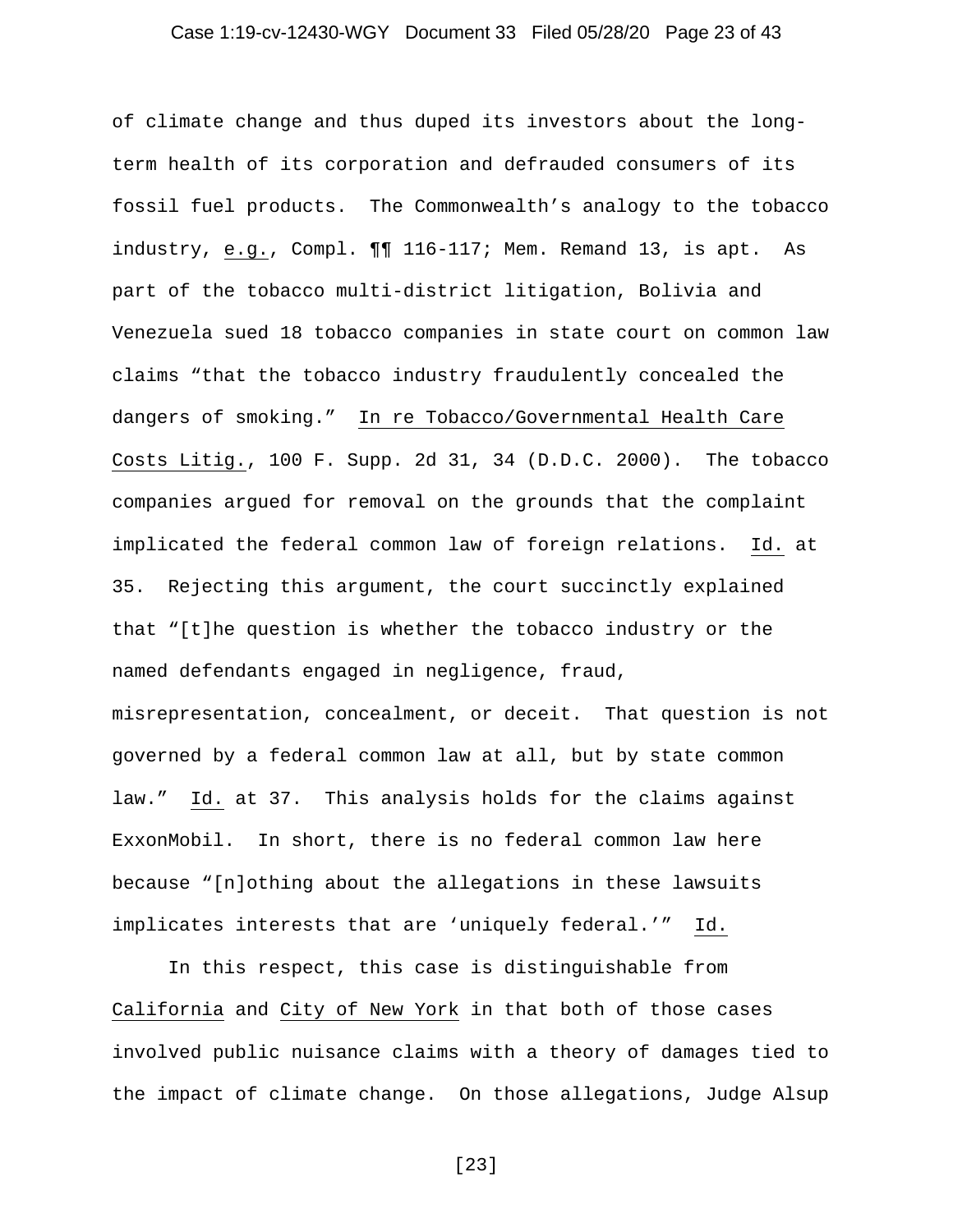of climate change and thus duped its investors about the long-term health of its corporation and defrauded consumers of its fossil fuel products. The Commonwealth's analogy to the tobacco industry, _e.g._, Compl. ¶¶ 116-117; Mem. Remand 13, is apt. As part of the tobacco multi-district litigation, Bolivia and Venezuela sued 18 tobacco companies in state court on common law claims "that the tobacco industry fraudulently concealed the dangers of smoking." _In re Tobacco/Governmental Health Care Costs Litig._, 100 F. Supp. 2d 31, 34 (D.D.C. 2000). The tobacco companies argued for removal on the grounds that the complaint implicated the federal common law of foreign relations. _Id._ at 35. Rejecting this argument, the court succinctly explained that "[t]he question is whether the tobacco industry or the named defendants engaged in negligence, fraud, misrepresentation, concealment, or deceit. That question is not governed by a federal common law at all, but by state common law." _Id._ at 37. This analysis holds for the claims against ExxonMobil. In short, there is no federal common law here because "[n]othing about the allegations in these lawsuits implicates interests that are 'uniquely federal.'" _Id._

In this respect, this case is distinguishable from _California_ and _City of New York_ in that both of those cases involved public nuisance claims with a theory of damages tied to the impact of climate change. On those allegations, Judge Alsup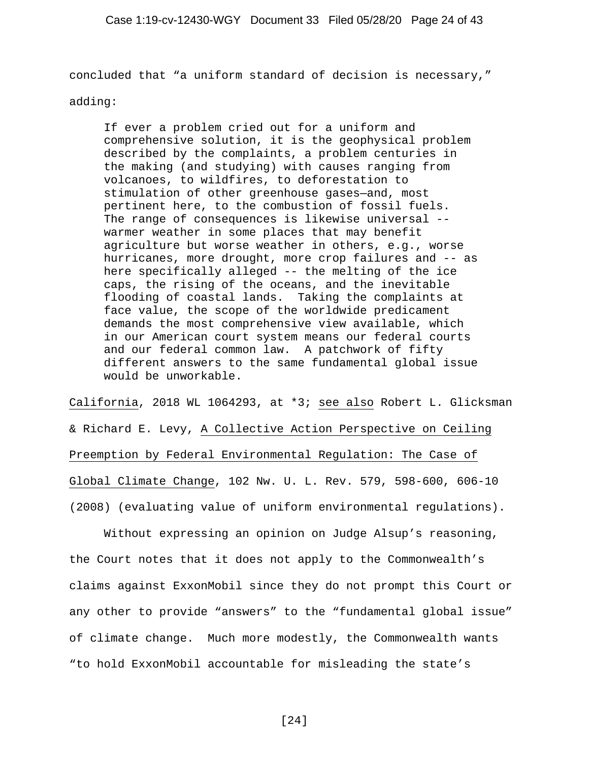concluded that "a uniform standard of decision is necessary," adding:

> If ever a problem cried out for a uniform and comprehensive solution, it is the geophysical problem described by the complaints, a problem centuries in the making (and studying) with causes ranging from volcanoes, to wildfires, to deforestation to stimulation of other greenhouse gases—and, most pertinent here, to the combustion of fossil fuels. The range of consequences is likewise universal -- warmer weather in some places that may benefit agriculture but worse weather in others, e.g., worse hurricanes, more drought, more crop failures and -- as here specifically alleged -- the melting of the ice caps, the rising of the oceans, and the inevitable flooding of coastal lands. Taking the complaints at face value, the scope of the worldwide predicament demands the most comprehensive view available, which in our American court system means our federal courts and our federal common law. A patchwork of fifty different answers to the same fundamental global issue would be unworkable.

California, 2018 WL 1064293, at *3; see also Robert L. Glicksman & Richard E. Levy, A Collective Action Perspective on Ceiling Preemption by Federal Environmental Regulation: The Case of Global Climate Change, 102 Nw. U. L. Rev. 579, 598-600, 606-10 (2008) (evaluating value of uniform environmental regulations).

Without expressing an opinion on Judge Alsup's reasoning, the Court notes that it does not apply to the Commonwealth's claims against ExxonMobil since they do not prompt this Court or any other to provide "answers" to the "fundamental global issue" of climate change. Much more modestly, the Commonwealth wants "to hold ExxonMobil accountable for misleading the state's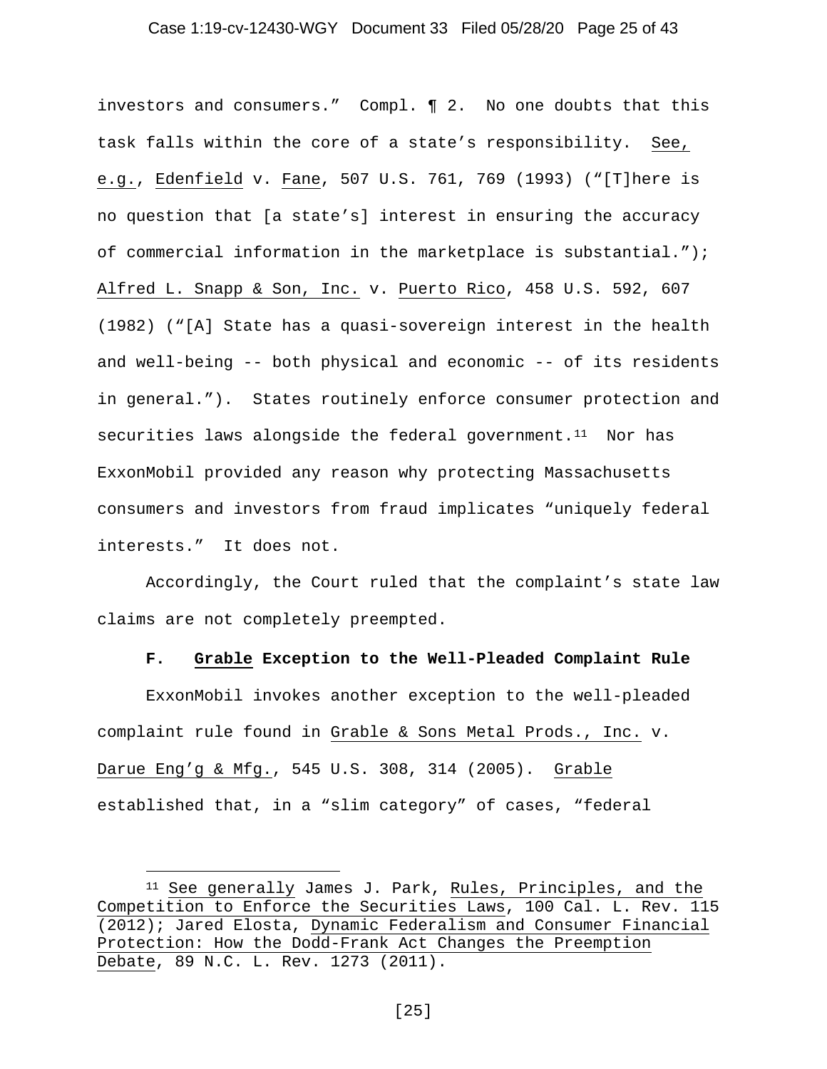investors and consumers." Compl. ¶ 2. No one doubts that this task falls within the core of a state's responsibility. See, e.g., Edenfield v. Fane, 507 U.S. 761, 769 (1993) ("[T]here is no question that [a state's] interest in ensuring the accuracy of commercial information in the marketplace is substantial."); Alfred L. Snapp & Son, Inc. v. Puerto Rico, 458 U.S. 592, 607 (1982) ("[A] State has a quasi-sovereign interest in the health and well-being -- both physical and economic -- of its residents in general."). States routinely enforce consumer protection and securities laws alongside the federal government.[11] Nor has ExxonMobil provided any reason why protecting Massachusetts consumers and investors from fraud implicates "uniquely federal interests." It does not.

Accordingly, the Court ruled that the complaint's state law claims are not completely preempted.

**F. Grable Exception to the Well-Pleaded Complaint Rule**

ExxonMobil invokes another exception to the well-pleaded complaint rule found in Grable & Sons Metal Prods., Inc. v. Darue Eng'g & Mfg., 545 U.S. 308, 314 (2005). Grable established that, in a "slim category" of cases, "federal

---

[11] See generally James J. Park, Rules, Principles, and the Competition to Enforce the Securities Laws, 100 Cal. L. Rev. 115 (2012); Jared Elosta, Dynamic Federalism and Consumer Financial Protection: How the Dodd-Frank Act Changes the Preemption Debate, 89 N.C. L. Rev. 1273 (2011).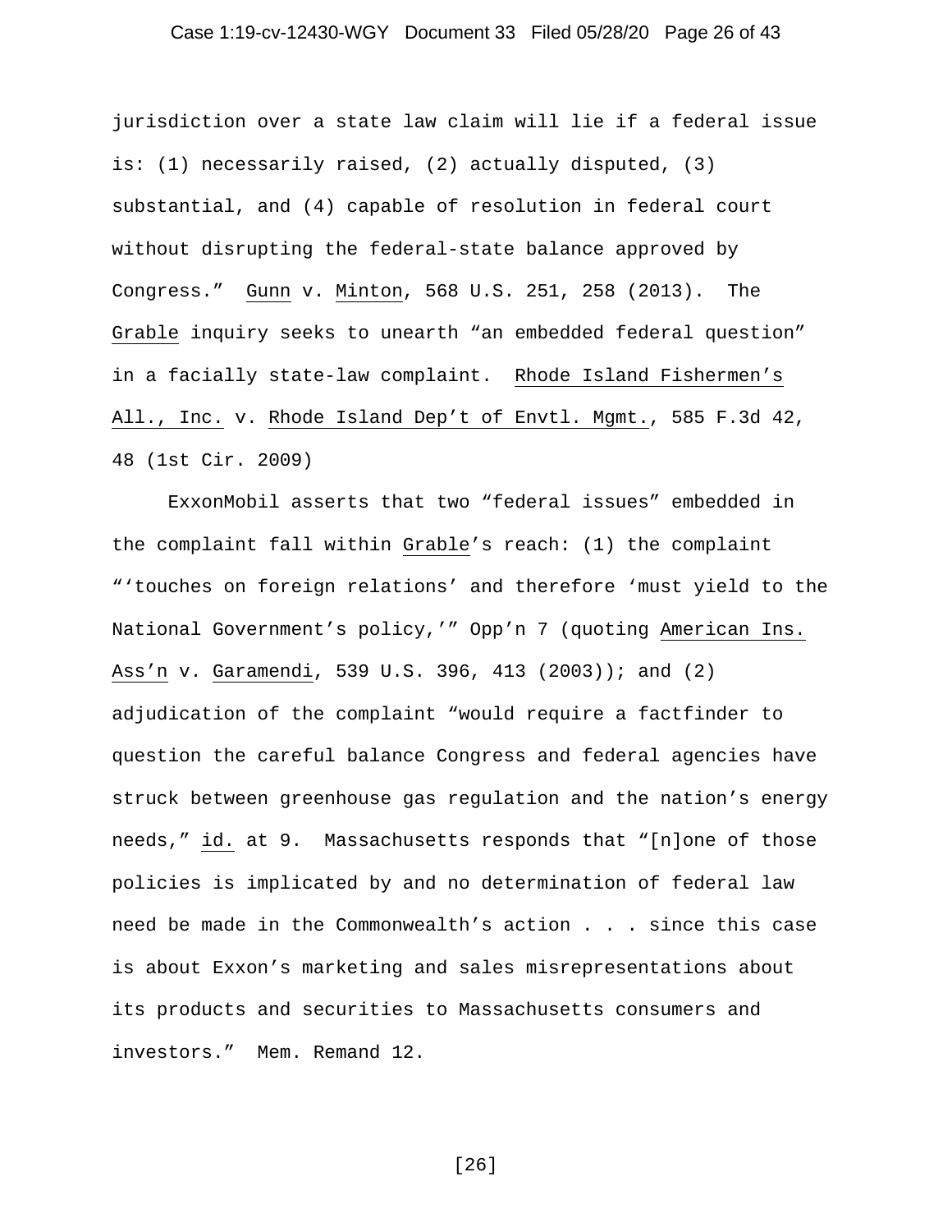jurisdiction over a state law claim will lie if a federal issue is: (1) necessarily raised, (2) actually disputed, (3) substantial, and (4) capable of resolution in federal court without disrupting the federal-state balance approved by Congress." Gunn v. Minton, 568 U.S. 251, 258 (2013). The Grable inquiry seeks to unearth "an embedded federal question" in a facially state-law complaint. Rhode Island Fishermen's All., Inc. v. Rhode Island Dep't of Envtl. Mgmt., 585 F.3d 42, 48 (1st Cir. 2009)

ExxonMobil asserts that two "federal issues" embedded in the complaint fall within Grable's reach: (1) the complaint "'touches on foreign relations' and therefore 'must yield to the National Government's policy,'" Opp'n 7 (quoting American Ins. Ass'n v. Garamendi, 539 U.S. 396, 413 (2003)); and (2) adjudication of the complaint "would require a factfinder to question the careful balance Congress and federal agencies have struck between greenhouse gas regulation and the nation's energy needs," id. at 9. Massachusetts responds that "[n]one of those policies is implicated by and no determination of federal law need be made in the Commonwealth's action . . . since this case is about Exxon's marketing and sales misrepresentations about its products and securities to Massachusetts consumers and investors." Mem. Remand 12.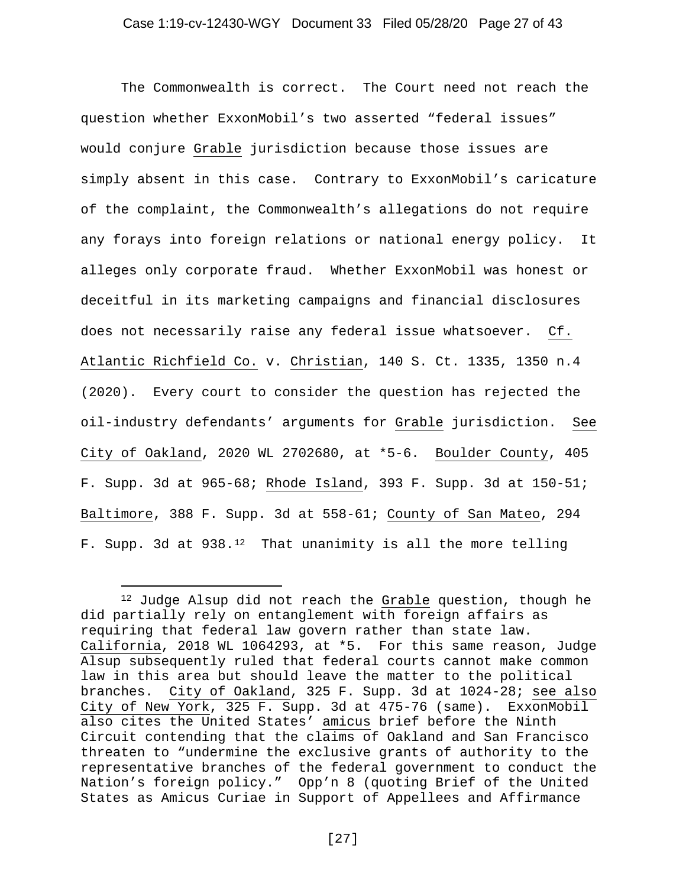The Commonwealth is correct. The Court need not reach the question whether ExxonMobil's two asserted "federal issues" would conjure Grable jurisdiction because those issues are simply absent in this case. Contrary to ExxonMobil's caricature of the complaint, the Commonwealth's allegations do not require any forays into foreign relations or national energy policy. It alleges only corporate fraud. Whether ExxonMobil was honest or deceitful in its marketing campaigns and financial disclosures does not necessarily raise any federal issue whatsoever. Cf. Atlantic Richfield Co. v. Christian, 140 S. Ct. 1335, 1350 n.4 (2020). Every court to consider the question has rejected the oil-industry defendants' arguments for Grable jurisdiction. See City of Oakland, 2020 WL 2702680, at *5-6. Boulder County, 405 F. Supp. 3d at 965-68; Rhode Island, 393 F. Supp. 3d at 150-51; Baltimore, 388 F. Supp. 3d at 558-61; County of San Mateo, 294 F. Supp. 3d at 938.[12] That unanimity is all the more telling

---

[12] Judge Alsup did not reach the Grable question, though he did partially rely on entanglement with foreign affairs as requiring that federal law govern rather than state law. California, 2018 WL 1064293, at *5. For this same reason, Judge Alsup subsequently ruled that federal courts cannot make common law in this area but should leave the matter to the political branches. City of Oakland, 325 F. Supp. 3d at 1024-28; see also City of New York, 325 F. Supp. 3d at 475-76 (same). ExxonMobil also cites the United States' amicus brief before the Ninth Circuit contending that the claims of Oakland and San Francisco threaten to "undermine the exclusive grants of authority to the representative branches of the federal government to conduct the Nation's foreign policy." Opp'n 8 (quoting Brief of the United States as Amicus Curiae in Support of Appellees and Affirmance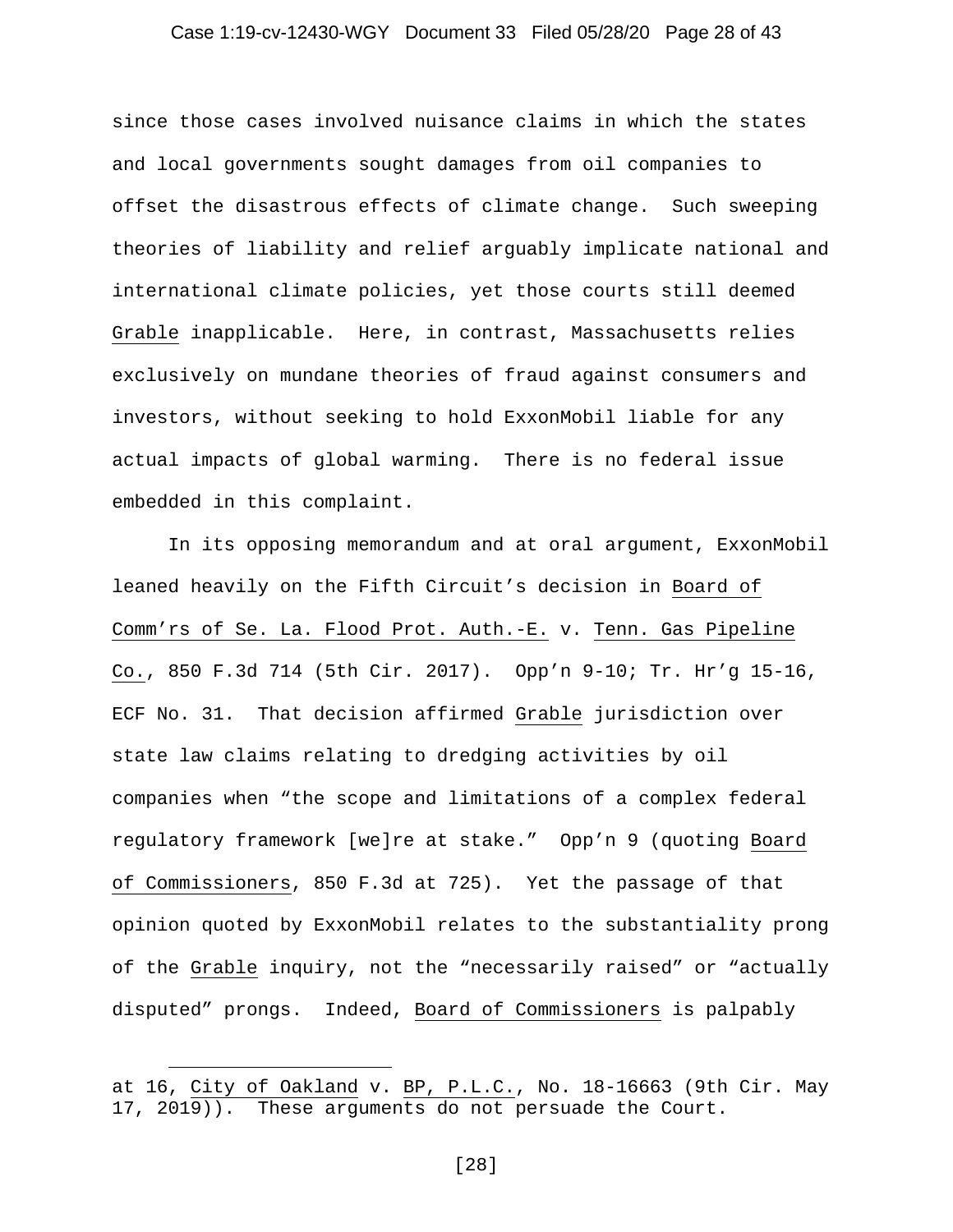since those cases involved nuisance claims in which the states and local governments sought damages from oil companies to offset the disastrous effects of climate change. Such sweeping theories of liability and relief arguably implicate national and international climate policies, yet those courts still deemed Grable inapplicable. Here, in contrast, Massachusetts relies exclusively on mundane theories of fraud against consumers and investors, without seeking to hold ExxonMobil liable for any actual impacts of global warming. There is no federal issue embedded in this complaint.

In its opposing memorandum and at oral argument, ExxonMobil leaned heavily on the Fifth Circuit's decision in Board of Comm'rs of Se. La. Flood Prot. Auth.-E. v. Tenn. Gas Pipeline Co., 850 F.3d 714 (5th Cir. 2017). Opp'n 9-10; Tr. Hr'g 15-16, ECF No. 31. That decision affirmed Grable jurisdiction over state law claims relating to dredging activities by oil companies when "the scope and limitations of a complex federal regulatory framework [we]re at stake." Opp'n 9 (quoting Board of Commissioners, 850 F.3d at 725). Yet the passage of that opinion quoted by ExxonMobil relates to the substantiality prong of the Grable inquiry, not the "necessarily raised" or "actually disputed" prongs. Indeed, Board of Commissioners is palpably

---

at 16, City of Oakland v. BP, P.L.C., No. 18-16663 (9th Cir. May 17, 2019)). These arguments do not persuade the Court.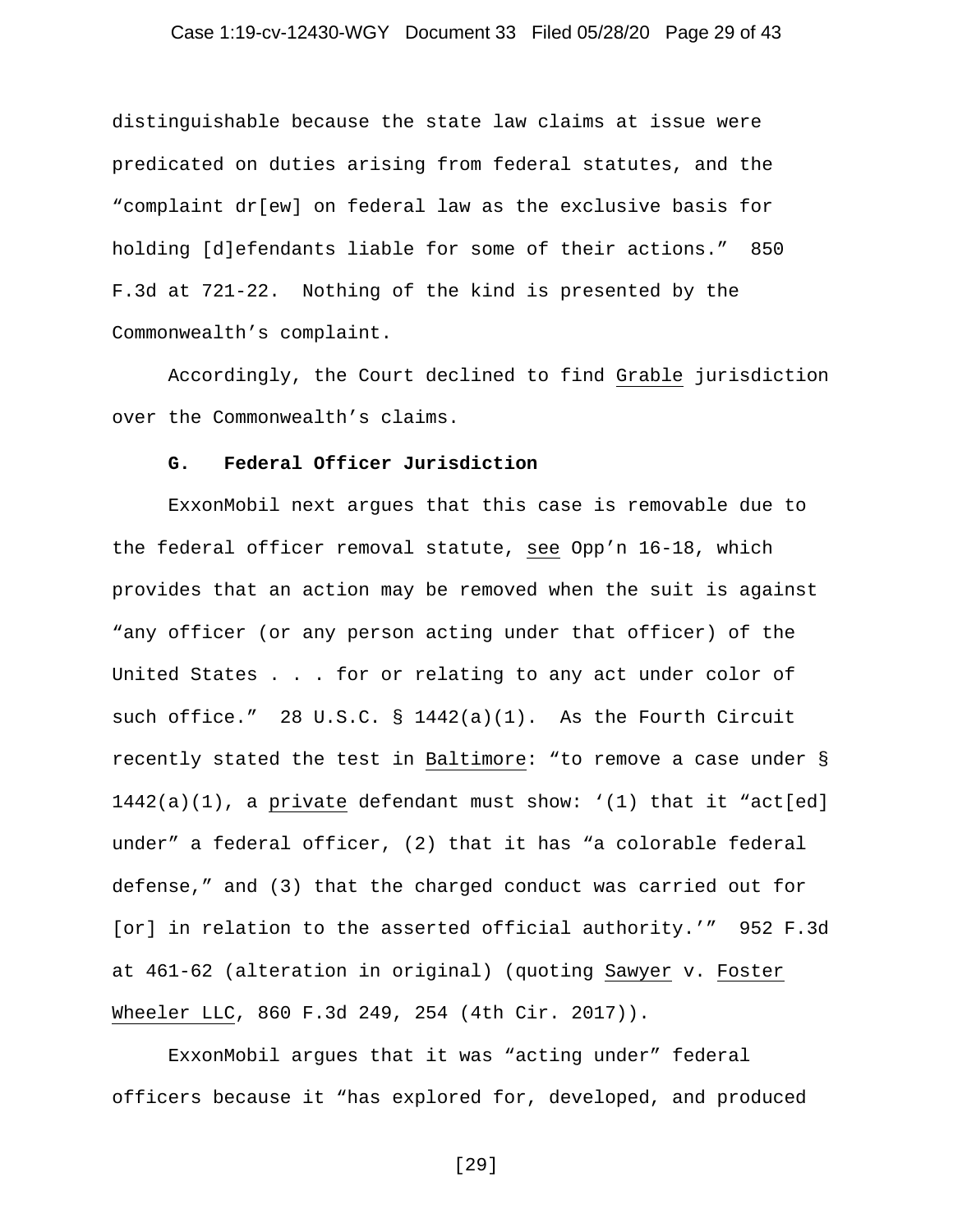distinguishable because the state law claims at issue were predicated on duties arising from federal statutes, and the "complaint dr[ew] on federal law as the exclusive basis for holding [d]efendants liable for some of their actions." 850 F.3d at 721-22. Nothing of the kind is presented by the Commonwealth's complaint.

Accordingly, the Court declined to find Grable jurisdiction over the Commonwealth's claims.

### G. Federal Officer Jurisdiction

ExxonMobil next argues that this case is removable due to the federal officer removal statute, see Opp'n 16-18, which provides that an action may be removed when the suit is against "any officer (or any person acting under that officer) of the United States . . . for or relating to any act under color of such office." 28 U.S.C. § 1442(a)(1). As the Fourth Circuit recently stated the test in Baltimore: "to remove a case under § 1442(a)(1), a private defendant must show: '(1) that it "act[ed] under" a federal officer, (2) that it has "a colorable federal defense," and (3) that the charged conduct was carried out for [or] in relation to the asserted official authority.'" 952 F.3d at 461-62 (alteration in original) (quoting Sawyer v. Foster Wheeler LLC, 860 F.3d 249, 254 (4th Cir. 2017)).

ExxonMobil argues that it was "acting under" federal officers because it "has explored for, developed, and produced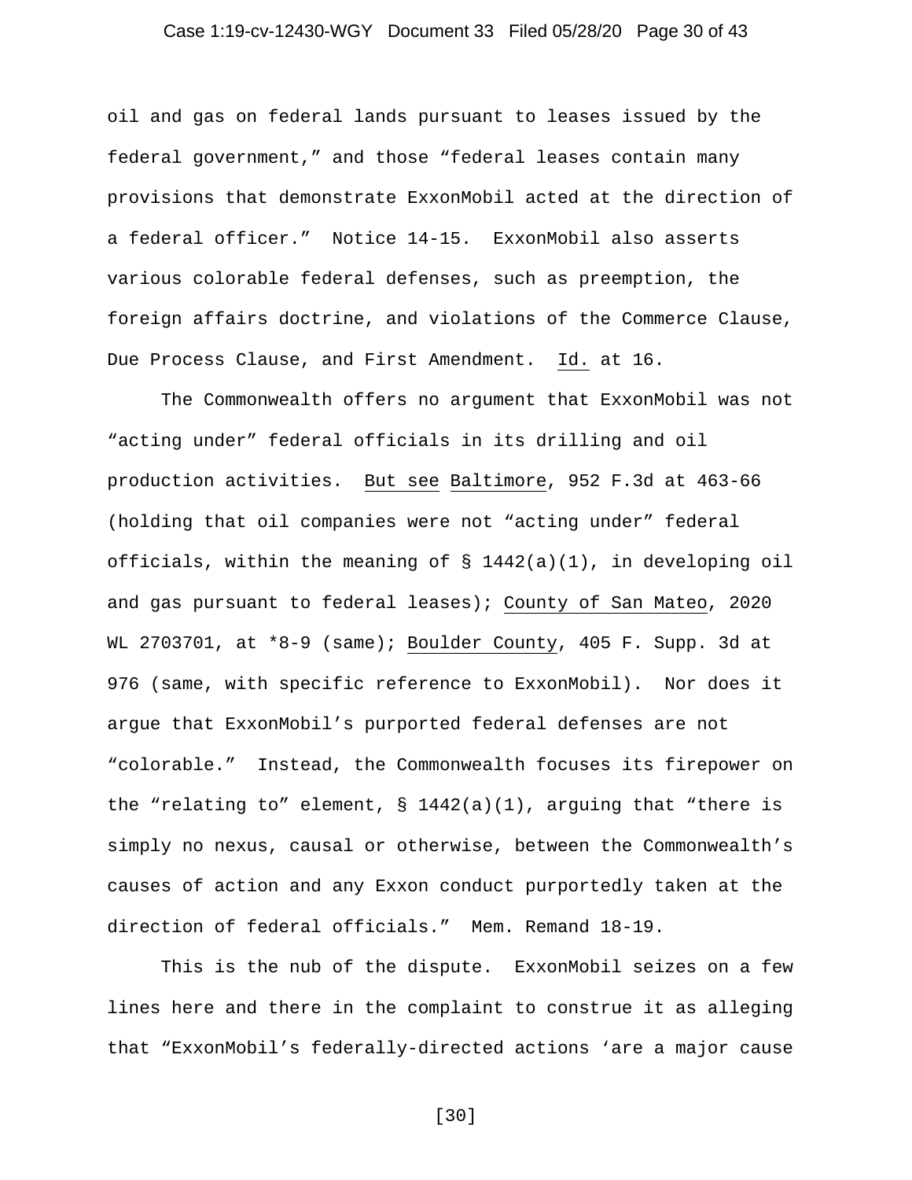oil and gas on federal lands pursuant to leases issued by the federal government," and those "federal leases contain many provisions that demonstrate ExxonMobil acted at the direction of a federal officer." Notice 14-15. ExxonMobil also asserts various colorable federal defenses, such as preemption, the foreign affairs doctrine, and violations of the Commerce Clause, Due Process Clause, and First Amendment. Id. at 16.

The Commonwealth offers no argument that ExxonMobil was not "acting under" federal officials in its drilling and oil production activities. But see Baltimore, 952 F.3d at 463-66 (holding that oil companies were not "acting under" federal officials, within the meaning of § 1442(a)(1), in developing oil and gas pursuant to federal leases); County of San Mateo, 2020 WL 2703701, at *8-9 (same); Boulder County, 405 F. Supp. 3d at 976 (same, with specific reference to ExxonMobil). Nor does it argue that ExxonMobil's purported federal defenses are not "colorable." Instead, the Commonwealth focuses its firepower on the "relating to" element, § 1442(a)(1), arguing that "there is simply no nexus, causal or otherwise, between the Commonwealth's causes of action and any Exxon conduct purportedly taken at the direction of federal officials." Mem. Remand 18-19.

This is the nub of the dispute. ExxonMobil seizes on a few lines here and there in the complaint to construe it as alleging that "ExxonMobil's federally-directed actions 'are a major cause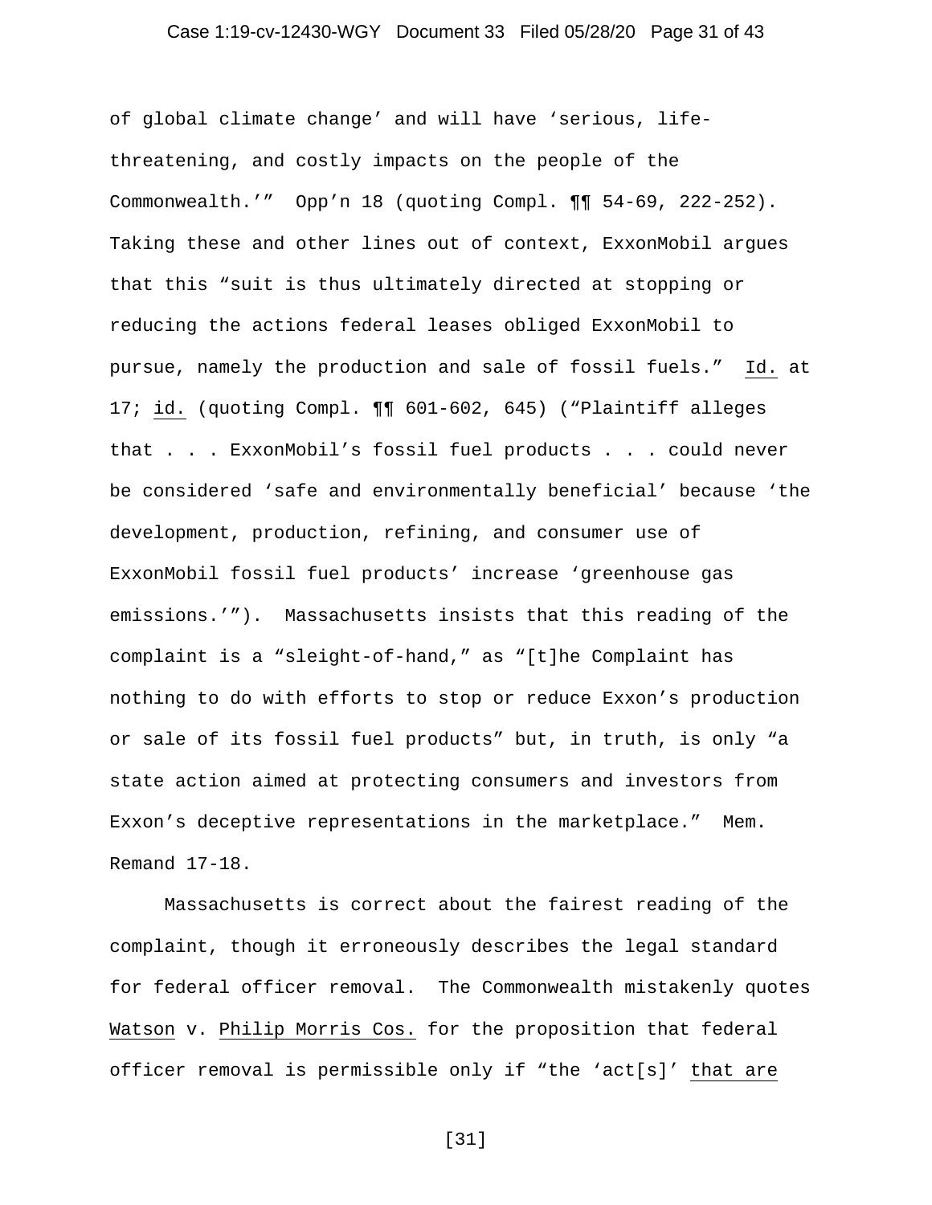of global climate change' and will have 'serious, life-threatening, and costly impacts on the people of the Commonwealth.'" Opp'n 18 (quoting Compl. ¶¶ 54-69, 222-252). Taking these and other lines out of context, ExxonMobil argues that this "suit is thus ultimately directed at stopping or reducing the actions federal leases obliged ExxonMobil to pursue, namely the production and sale of fossil fuels." Id. at 17; id. (quoting Compl. ¶¶ 601-602, 645) ("Plaintiff alleges that . . . ExxonMobil's fossil fuel products . . . could never be considered 'safe and environmentally beneficial' because 'the development, production, refining, and consumer use of ExxonMobil fossil fuel products' increase 'greenhouse gas emissions.'"). Massachusetts insists that this reading of the complaint is a "sleight-of-hand," as "[t]he Complaint has nothing to do with efforts to stop or reduce Exxon's production or sale of its fossil fuel products" but, in truth, is only "a state action aimed at protecting consumers and investors from Exxon's deceptive representations in the marketplace." Mem. Remand 17-18.

Massachusetts is correct about the fairest reading of the complaint, though it erroneously describes the legal standard for federal officer removal. The Commonwealth mistakenly quotes Watson v. Philip Morris Cos. for the proposition that federal officer removal is permissible only if "the 'act[s]' that are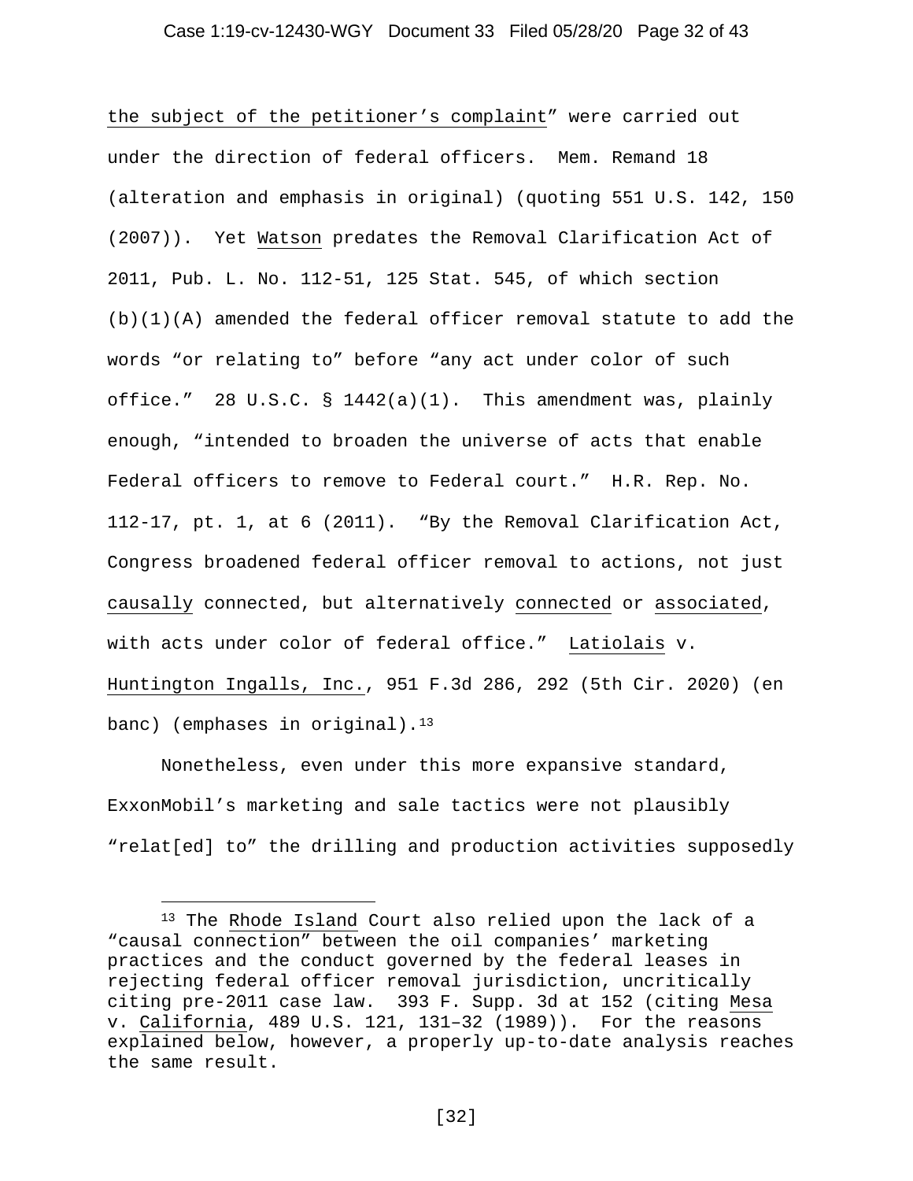the subject of the petitioner's complaint" were carried out under the direction of federal officers. Mem. Remand 18 (alteration and emphasis in original) (quoting 551 U.S. 142, 150 (2007)). Yet Watson predates the Removal Clarification Act of 2011, Pub. L. No. 112-51, 125 Stat. 545, of which section (b)(1)(A) amended the federal officer removal statute to add the words "or relating to" before "any act under color of such office." 28 U.S.C. § 1442(a)(1). This amendment was, plainly enough, "intended to broaden the universe of acts that enable Federal officers to remove to Federal court." H.R. Rep. No. 112-17, pt. 1, at 6 (2011). "By the Removal Clarification Act, Congress broadened federal officer removal to actions, not just causally connected, but alternatively connected or associated, with acts under color of federal office." Latiolais v. Huntington Ingalls, Inc., 951 F.3d 286, 292 (5th Cir. 2020) (en banc) (emphases in original).[13]

Nonetheless, even under this more expansive standard, ExxonMobil's marketing and sale tactics were not plausibly "relat[ed] to" the drilling and production activities supposedly

---

[13] The Rhode Island Court also relied upon the lack of a "causal connection" between the oil companies' marketing practices and the conduct governed by the federal leases in rejecting federal officer removal jurisdiction, uncritically citing pre-2011 case law. 393 F. Supp. 3d at 152 (citing Mesa v. California, 489 U.S. 121, 131–32 (1989)). For the reasons explained below, however, a properly up-to-date analysis reaches the same result.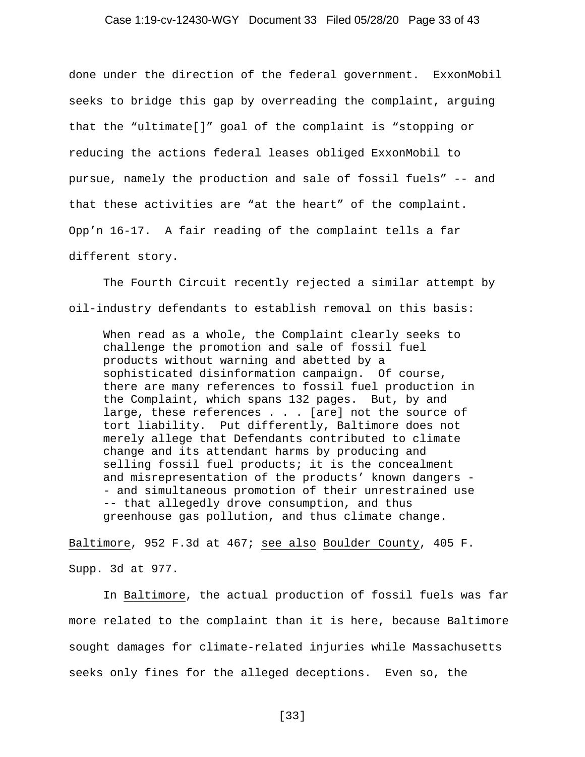done under the direction of the federal government. ExxonMobil seeks to bridge this gap by overreading the complaint, arguing that the "ultimate[]" goal of the complaint is "stopping or reducing the actions federal leases obliged ExxonMobil to pursue, namely the production and sale of fossil fuels" -- and that these activities are "at the heart" of the complaint. Opp'n 16-17. A fair reading of the complaint tells a far different story.

The Fourth Circuit recently rejected a similar attempt by oil-industry defendants to establish removal on this basis:

> When read as a whole, the Complaint clearly seeks to challenge the promotion and sale of fossil fuel products without warning and abetted by a sophisticated disinformation campaign. Of course, there are many references to fossil fuel production in the Complaint, which spans 132 pages. But, by and large, these references . . . [are] not the source of tort liability. Put differently, Baltimore does not merely allege that Defendants contributed to climate change and its attendant harms by producing and selling fossil fuel products; it is the concealment and misrepresentation of the products' known dangers -- and simultaneous promotion of their unrestrained use -- that allegedly drove consumption, and thus greenhouse gas pollution, and thus climate change.

Baltimore, 952 F.3d at 467; see also Boulder County, 405 F. Supp. 3d at 977.

In Baltimore, the actual production of fossil fuels was far more related to the complaint than it is here, because Baltimore sought damages for climate-related injuries while Massachusetts seeks only fines for the alleged deceptions. Even so, the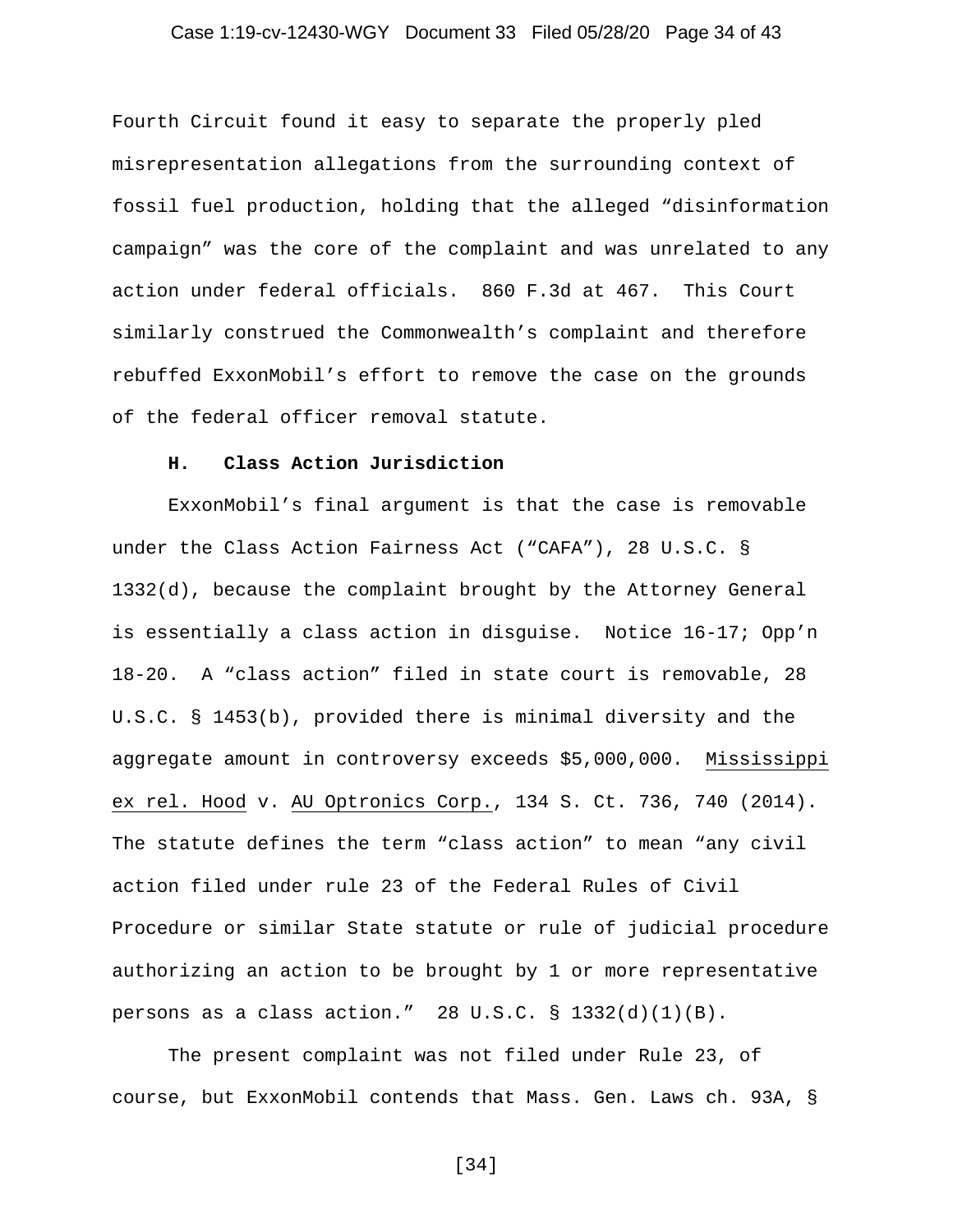Fourth Circuit found it easy to separate the properly pled misrepresentation allegations from the surrounding context of fossil fuel production, holding that the alleged "disinformation campaign" was the core of the complaint and was unrelated to any action under federal officials. 860 F.3d at 467. This Court similarly construed the Commonwealth's complaint and therefore rebuffed ExxonMobil's effort to remove the case on the grounds of the federal officer removal statute.

### H. Class Action Jurisdiction

ExxonMobil's final argument is that the case is removable under the Class Action Fairness Act ("CAFA"), 28 U.S.C. § 1332(d), because the complaint brought by the Attorney General is essentially a class action in disguise. Notice 16-17; Opp'n 18-20. A "class action" filed in state court is removable, 28 U.S.C. § 1453(b), provided there is minimal diversity and the aggregate amount in controversy exceeds $5,000,000. Mississippi ex rel. Hood v. AU Optronics Corp., 134 S. Ct. 736, 740 (2014). The statute defines the term "class action" to mean "any civil action filed under rule 23 of the Federal Rules of Civil Procedure or similar State statute or rule of judicial procedure authorizing an action to be brought by 1 or more representative persons as a class action." 28 U.S.C. § 1332(d)(1)(B).

The present complaint was not filed under Rule 23, of course, but ExxonMobil contends that Mass. Gen. Laws ch. 93A, §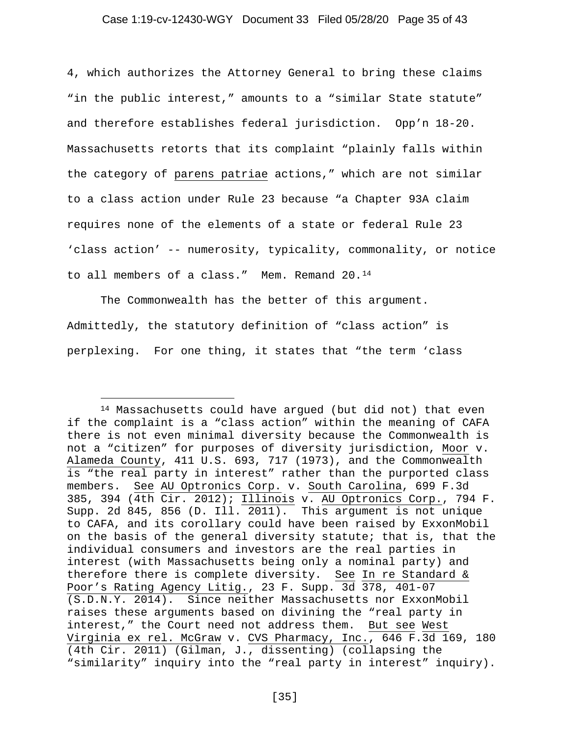4, which authorizes the Attorney General to bring these claims "in the public interest," amounts to a "similar State statute" and therefore establishes federal jurisdiction. Opp'n 18-20. Massachusetts retorts that its complaint "plainly falls within the category of parens patriae actions," which are not similar to a class action under Rule 23 because "a Chapter 93A claim requires none of the elements of a state or federal Rule 23 'class action' -- numerosity, typicality, commonality, or notice to all members of a class." Mem. Remand 20.[14]

The Commonwealth has the better of this argument. Admittedly, the statutory definition of "class action" is perplexing. For one thing, it states that "the term 'class

---

[14] Massachusetts could have argued (but did not) that even if the complaint is a "class action" within the meaning of CAFA there is not even minimal diversity because the Commonwealth is not a "citizen" for purposes of diversity jurisdiction, Moor v. Alameda County, 411 U.S. 693, 717 (1973), and the Commonwealth is "the real party in interest" rather than the purported class members. See AU Optronics Corp. v. South Carolina, 699 F.3d 385, 394 (4th Cir. 2012); Illinois v. AU Optronics Corp., 794 F. Supp. 2d 845, 856 (D. Ill. 2011). This argument is not unique to CAFA, and its corollary could have been raised by ExxonMobil on the basis of the general diversity statute; that is, that the individual consumers and investors are the real parties in interest (with Massachusetts being only a nominal party) and therefore there is complete diversity. See In re Standard & Poor's Rating Agency Litig., 23 F. Supp. 3d 378, 401-07 (S.D.N.Y. 2014). Since neither Massachusetts nor ExxonMobil raises these arguments based on divining the "real party in interest," the Court need not address them. But see West Virginia ex rel. McGraw v. CVS Pharmacy, Inc., 646 F.3d 169, 180 (4th Cir. 2011) (Gilman, J., dissenting) (collapsing the "similarity" inquiry into the "real party in interest" inquiry).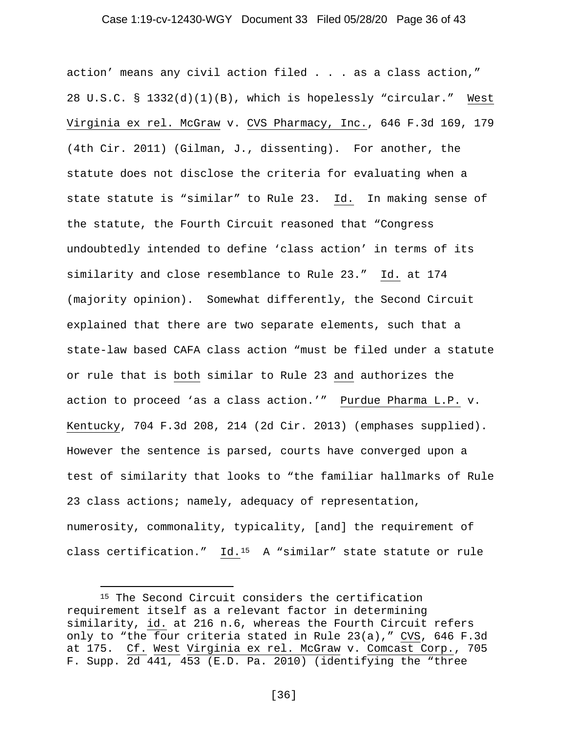action' means any civil action filed . . . as a class action," 28 U.S.C. § 1332(d)(1)(B), which is hopelessly "circular." West Virginia ex rel. McGraw v. CVS Pharmacy, Inc., 646 F.3d 169, 179 (4th Cir. 2011) (Gilman, J., dissenting). For another, the statute does not disclose the criteria for evaluating when a state statute is "similar" to Rule 23. Id. In making sense of the statute, the Fourth Circuit reasoned that "Congress undoubtedly intended to define 'class action' in terms of its similarity and close resemblance to Rule 23." Id. at 174 (majority opinion). Somewhat differently, the Second Circuit explained that there are two separate elements, such that a state-law based CAFA class action "must be filed under a statute or rule that is both similar to Rule 23 and authorizes the action to proceed 'as a class action.'" Purdue Pharma L.P. v. Kentucky, 704 F.3d 208, 214 (2d Cir. 2013) (emphases supplied). However the sentence is parsed, courts have converged upon a test of similarity that looks to "the familiar hallmarks of Rule 23 class actions; namely, adequacy of representation, numerosity, commonality, typicality, [and] the requirement of class certification." Id.[15] A "similar" state statute or rule

[15] The Second Circuit considers the certification requirement itself as a relevant factor in determining similarity, id. at 216 n.6, whereas the Fourth Circuit refers only to "the four criteria stated in Rule 23(a)," CVS, 646 F.3d at 175. Cf. West Virginia ex rel. McGraw v. Comcast Corp., 705 F. Supp. 2d 441, 453 (E.D. Pa. 2010) (identifying the "three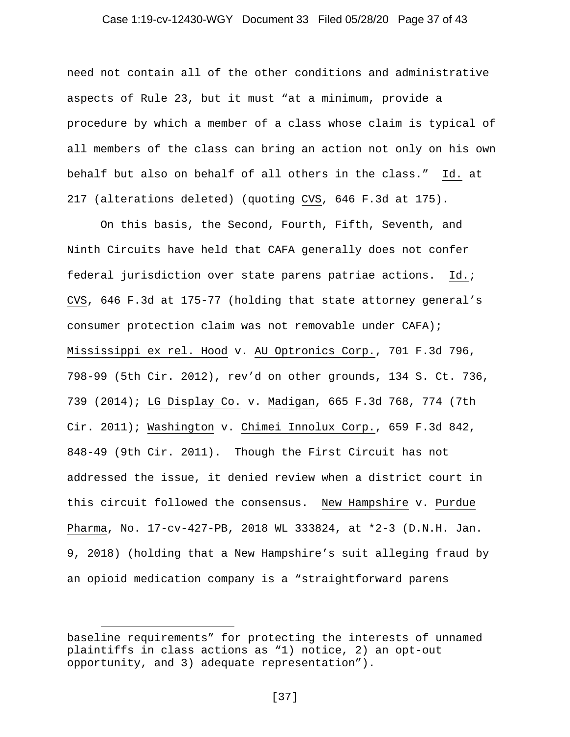need not contain all of the other conditions and administrative aspects of Rule 23, but it must "at a minimum, provide a procedure by which a member of a class whose claim is typical of all members of the class can bring an action not only on his own behalf but also on behalf of all others in the class." Id. at 217 (alterations deleted) (quoting CVS, 646 F.3d at 175).

On this basis, the Second, Fourth, Fifth, Seventh, and Ninth Circuits have held that CAFA generally does not confer federal jurisdiction over state parens patriae actions. Id.; CVS, 646 F.3d at 175-77 (holding that state attorney general's consumer protection claim was not removable under CAFA); Mississippi ex rel. Hood v. AU Optronics Corp., 701 F.3d 796, 798-99 (5th Cir. 2012), rev'd on other grounds, 134 S. Ct. 736, 739 (2014); LG Display Co. v. Madigan, 665 F.3d 768, 774 (7th Cir. 2011); Washington v. Chimei Innolux Corp., 659 F.3d 842, 848-49 (9th Cir. 2011). Though the First Circuit has not addressed the issue, it denied review when a district court in this circuit followed the consensus. New Hampshire v. Purdue Pharma, No. 17-cv-427-PB, 2018 WL 333824, at *2-3 (D.N.H. Jan. 9, 2018) (holding that a New Hampshire's suit alleging fraud by an opioid medication company is a "straightforward parens

---

baseline requirements" for protecting the interests of unnamed plaintiffs in class actions as "1) notice, 2) an opt-out opportunity, and 3) adequate representation").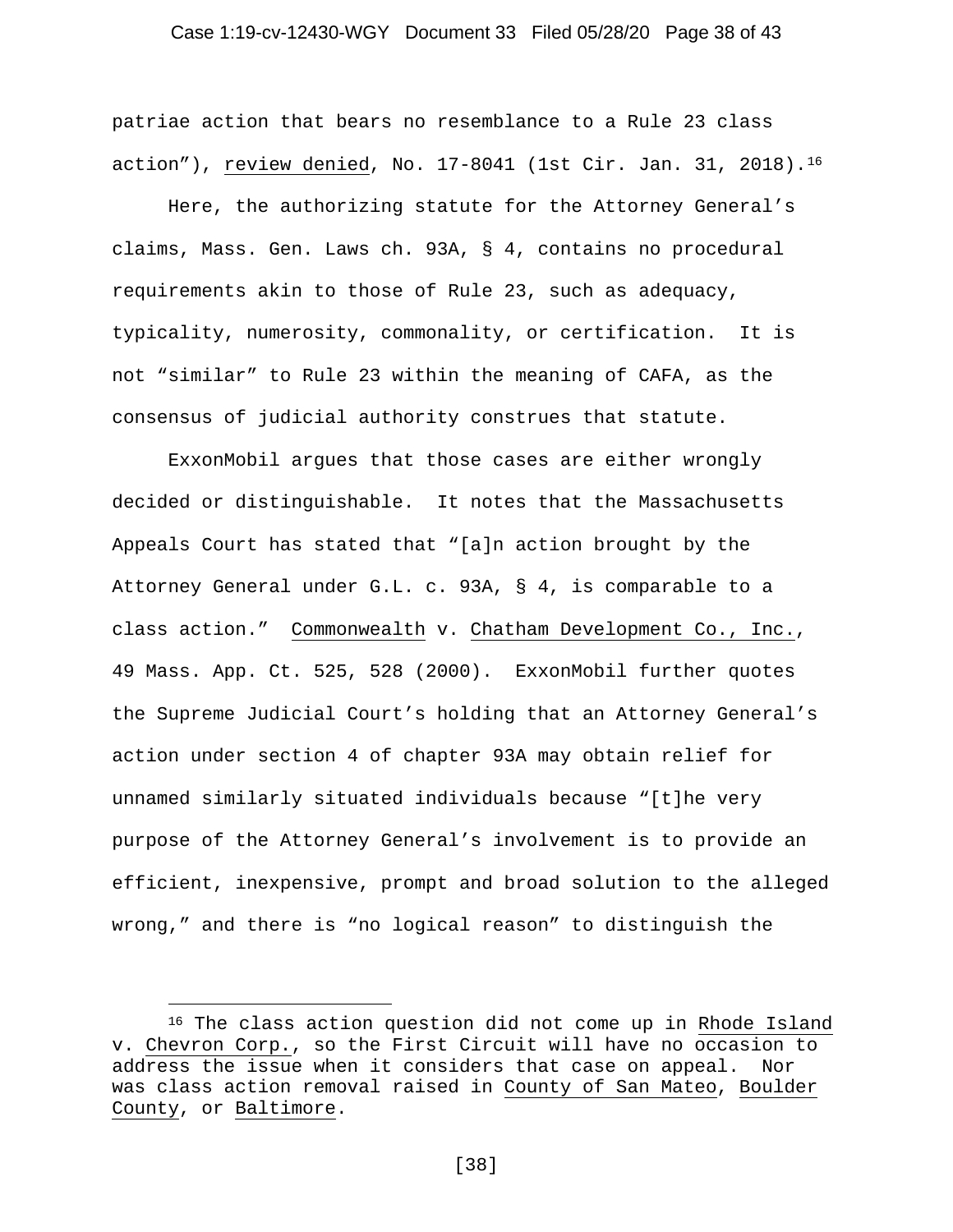patriae action that bears no resemblance to a Rule 23 class action"), review denied, No. 17-8041 (1st Cir. Jan. 31, 2018).[16]

Here, the authorizing statute for the Attorney General's claims, Mass. Gen. Laws ch. 93A, § 4, contains no procedural requirements akin to those of Rule 23, such as adequacy, typicality, numerosity, commonality, or certification. It is not "similar" to Rule 23 within the meaning of CAFA, as the consensus of judicial authority construes that statute.

ExxonMobil argues that those cases are either wrongly decided or distinguishable. It notes that the Massachusetts Appeals Court has stated that "[a]n action brought by the Attorney General under G.L. c. 93A, § 4, is comparable to a class action." Commonwealth v. Chatham Development Co., Inc., 49 Mass. App. Ct. 525, 528 (2000). ExxonMobil further quotes the Supreme Judicial Court's holding that an Attorney General's action under section 4 of chapter 93A may obtain relief for unnamed similarly situated individuals because "[t]he very purpose of the Attorney General's involvement is to provide an efficient, inexpensive, prompt and broad solution to the alleged wrong," and there is "no logical reason" to distinguish the

---

[16] The class action question did not come up in Rhode Island v. Chevron Corp., so the First Circuit will have no occasion to address the issue when it considers that case on appeal. Nor was class action removal raised in County of San Mateo, Boulder County, or Baltimore.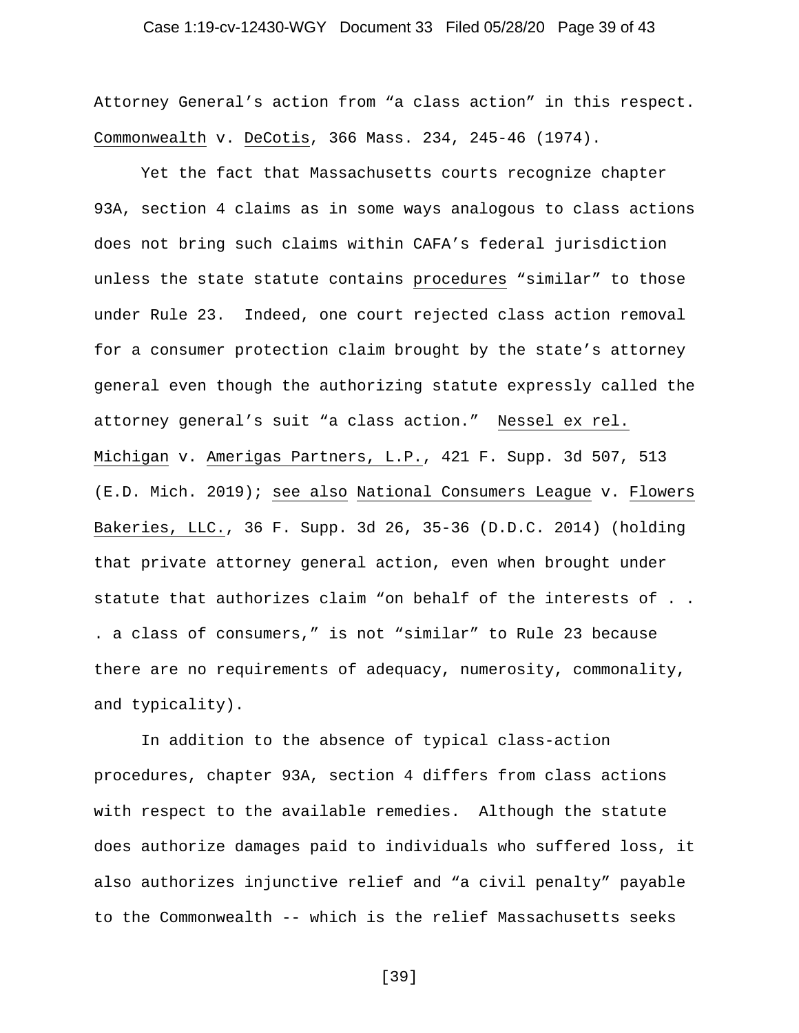Attorney General's action from "a class action" in this respect. Commonwealth v. DeCotis, 366 Mass. 234, 245-46 (1974).

Yet the fact that Massachusetts courts recognize chapter 93A, section 4 claims as in some ways analogous to class actions does not bring such claims within CAFA's federal jurisdiction unless the state statute contains procedures "similar" to those under Rule 23. Indeed, one court rejected class action removal for a consumer protection claim brought by the state's attorney general even though the authorizing statute expressly called the attorney general's suit "a class action." Nessel ex rel. Michigan v. Amerigas Partners, L.P., 421 F. Supp. 3d 507, 513 (E.D. Mich. 2019); see also National Consumers League v. Flowers Bakeries, LLC., 36 F. Supp. 3d 26, 35-36 (D.D.C. 2014) (holding that private attorney general action, even when brought under statute that authorizes claim "on behalf of the interests of . . . a class of consumers," is not "similar" to Rule 23 because there are no requirements of adequacy, numerosity, commonality, and typicality).

In addition to the absence of typical class-action procedures, chapter 93A, section 4 differs from class actions with respect to the available remedies. Although the statute does authorize damages paid to individuals who suffered loss, it also authorizes injunctive relief and "a civil penalty" payable to the Commonwealth -- which is the relief Massachusetts seeks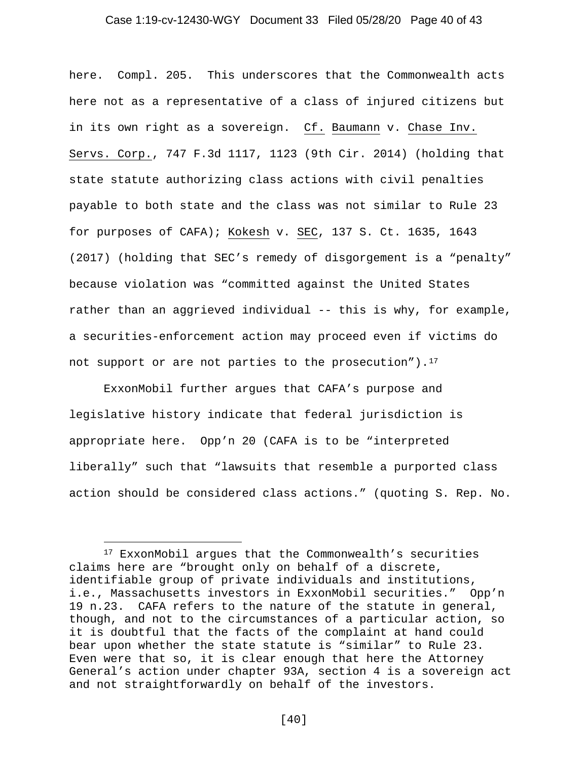here. Compl. 205. This underscores that the Commonwealth acts here not as a representative of a class of injured citizens but in its own right as a sovereign. Cf. Baumann v. Chase Inv. Servs. Corp., 747 F.3d 1117, 1123 (9th Cir. 2014) (holding that state statute authorizing class actions with civil penalties payable to both state and the class was not similar to Rule 23 for purposes of CAFA); Kokesh v. SEC, 137 S. Ct. 1635, 1643 (2017) (holding that SEC's remedy of disgorgement is a "penalty" because violation was "committed against the United States rather than an aggrieved individual -- this is why, for example, a securities-enforcement action may proceed even if victims do not support or are not parties to the prosecution").[17]

ExxonMobil further argues that CAFA's purpose and legislative history indicate that federal jurisdiction is appropriate here. Opp'n 20 (CAFA is to be "interpreted liberally" such that "lawsuits that resemble a purported class action should be considered class actions." (quoting S. Rep. No.

---

[17] ExxonMobil argues that the Commonwealth's securities claims here are "brought only on behalf of a discrete, identifiable group of private individuals and institutions, i.e., Massachusetts investors in ExxonMobil securities." Opp'n 19 n.23. CAFA refers to the nature of the statute in general, though, and not to the circumstances of a particular action, so it is doubtful that the facts of the complaint at hand could bear upon whether the state statute is "similar" to Rule 23. Even were that so, it is clear enough that here the Attorney General's action under chapter 93A, section 4 is a sovereign act and not straightforwardly on behalf of the investors.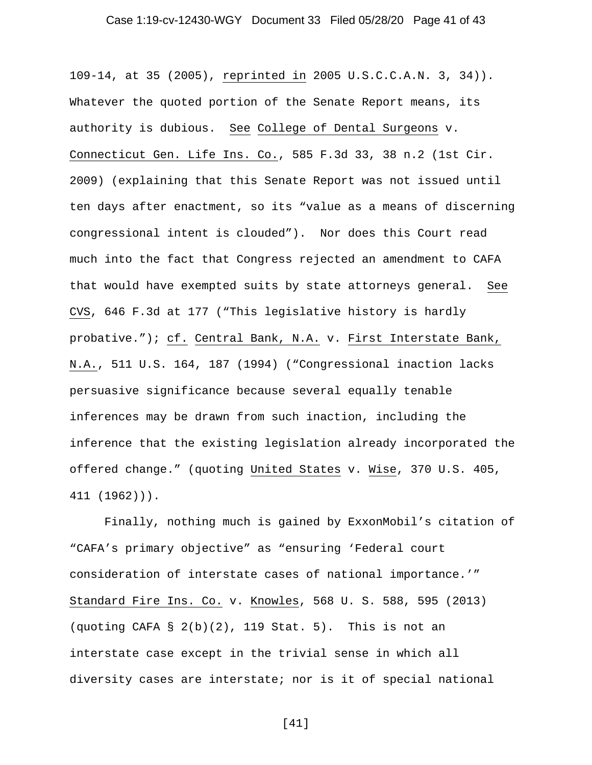109-14, at 35 (2005), reprinted in 2005 U.S.C.C.A.N. 3, 34)). Whatever the quoted portion of the Senate Report means, its authority is dubious. See College of Dental Surgeons v. Connecticut Gen. Life Ins. Co., 585 F.3d 33, 38 n.2 (1st Cir. 2009) (explaining that this Senate Report was not issued until ten days after enactment, so its "value as a means of discerning congressional intent is clouded"). Nor does this Court read much into the fact that Congress rejected an amendment to CAFA that would have exempted suits by state attorneys general. See CVS, 646 F.3d at 177 ("This legislative history is hardly probative."); cf. Central Bank, N.A. v. First Interstate Bank, N.A., 511 U.S. 164, 187 (1994) ("Congressional inaction lacks persuasive significance because several equally tenable inferences may be drawn from such inaction, including the inference that the existing legislation already incorporated the offered change." (quoting United States v. Wise, 370 U.S. 405, 411 (1962))).

Finally, nothing much is gained by ExxonMobil's citation of "CAFA's primary objective" as "ensuring 'Federal court consideration of interstate cases of national importance.'" Standard Fire Ins. Co. v. Knowles, 568 U. S. 588, 595 (2013) (quoting CAFA § 2(b)(2), 119 Stat. 5). This is not an interstate case except in the trivial sense in which all diversity cases are interstate; nor is it of special national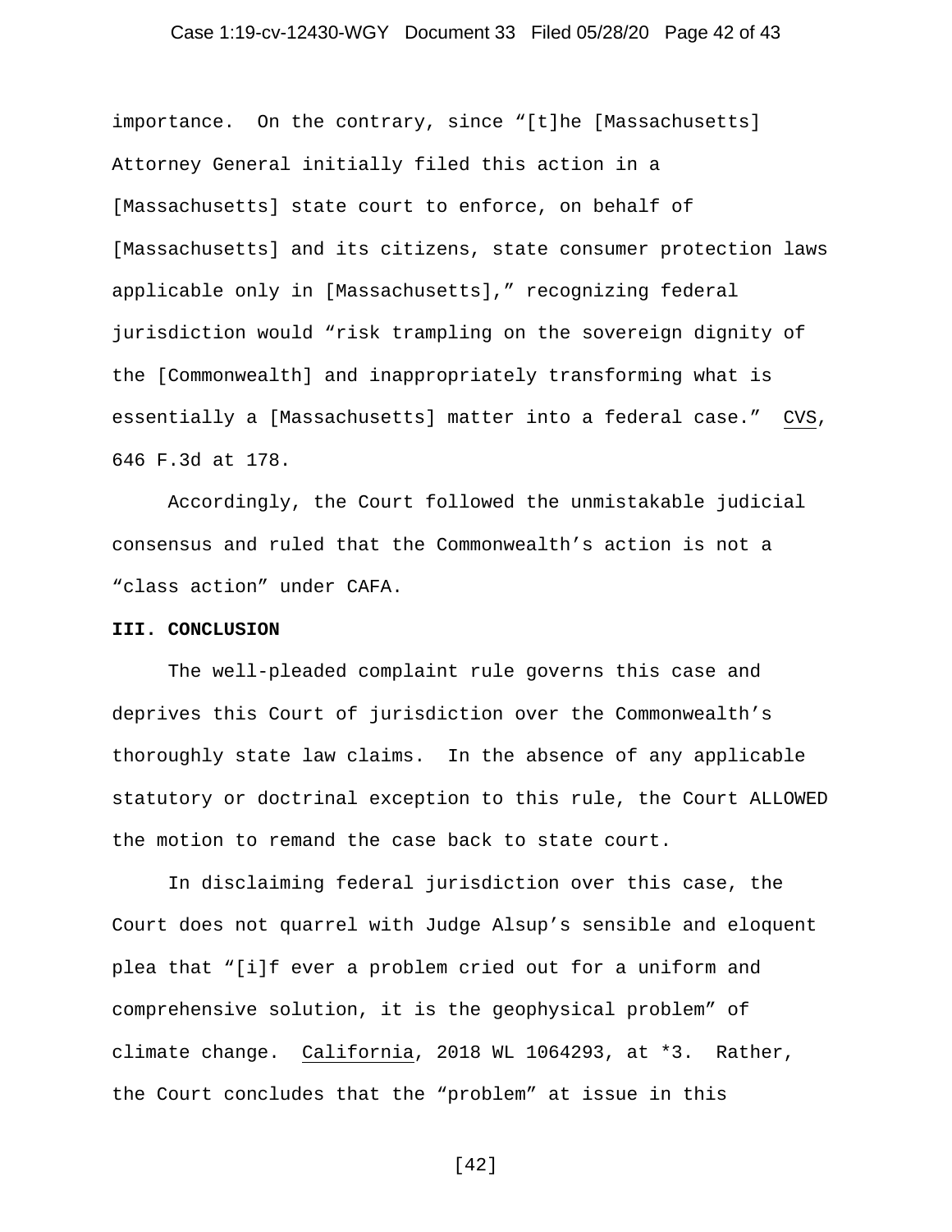importance. On the contrary, since "[t]he [Massachusetts] Attorney General initially filed this action in a [Massachusetts] state court to enforce, on behalf of [Massachusetts] and its citizens, state consumer protection laws applicable only in [Massachusetts]," recognizing federal jurisdiction would "risk trampling on the sovereign dignity of the [Commonwealth] and inappropriately transforming what is essentially a [Massachusetts] matter into a federal case." CVS, 646 F.3d at 178.

Accordingly, the Court followed the unmistakable judicial consensus and ruled that the Commonwealth's action is not a "class action" under CAFA.

**III. CONCLUSION**

The well-pleaded complaint rule governs this case and deprives this Court of jurisdiction over the Commonwealth's thoroughly state law claims. In the absence of any applicable statutory or doctrinal exception to this rule, the Court ALLOWED the motion to remand the case back to state court.

In disclaiming federal jurisdiction over this case, the Court does not quarrel with Judge Alsup's sensible and eloquent plea that "[i]f ever a problem cried out for a uniform and comprehensive solution, it is the geophysical problem" of climate change. California, 2018 WL 1064293, at *3. Rather, the Court concludes that the "problem" at issue in this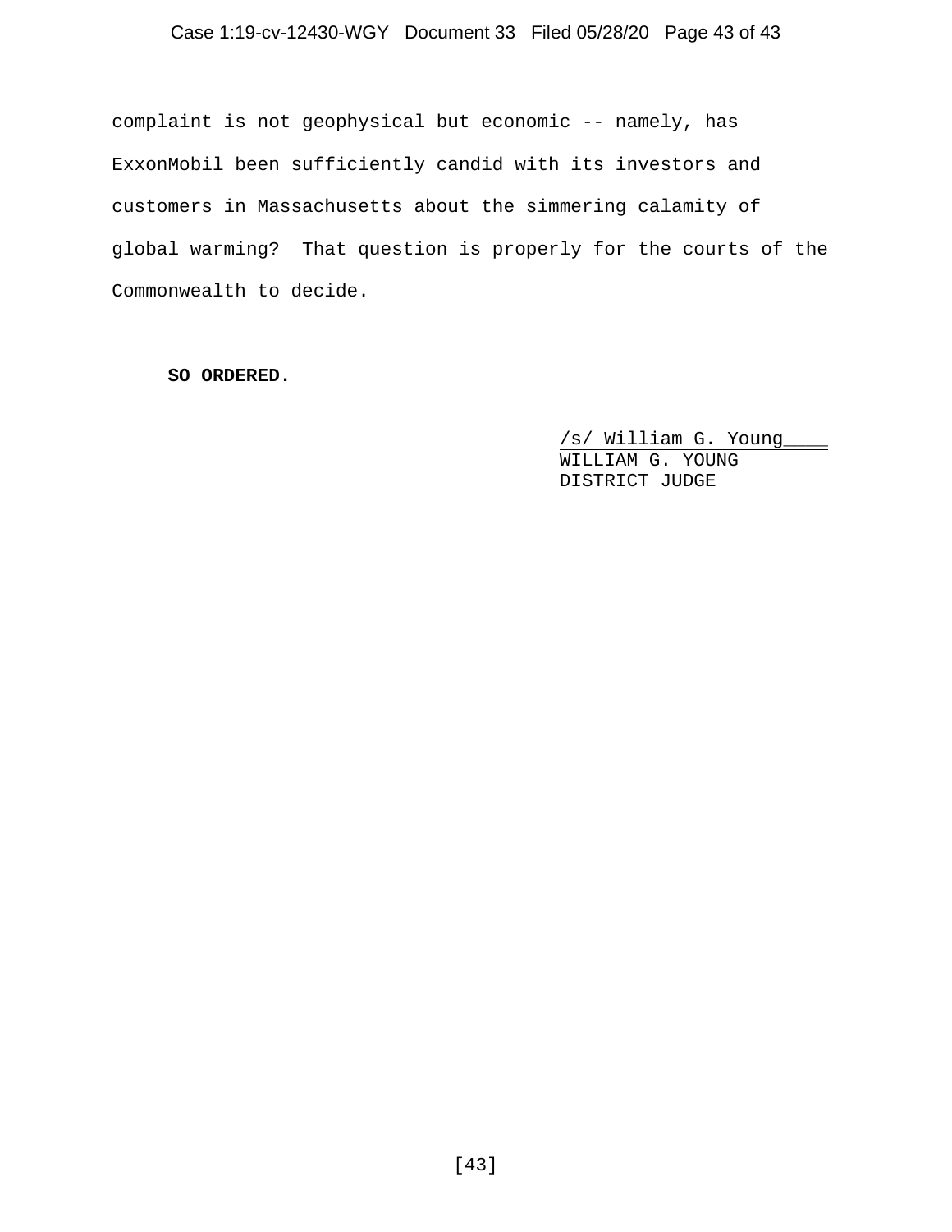complaint is not geophysical but economic -- namely, has ExxonMobil been sufficiently candid with its investors and customers in Massachusetts about the simmering calamity of global warming? That question is properly for the courts of the Commonwealth to decide.

**SO ORDERED.**

/s/ William G. Young
WILLIAM G. YOUNG
DISTRICT JUDGE